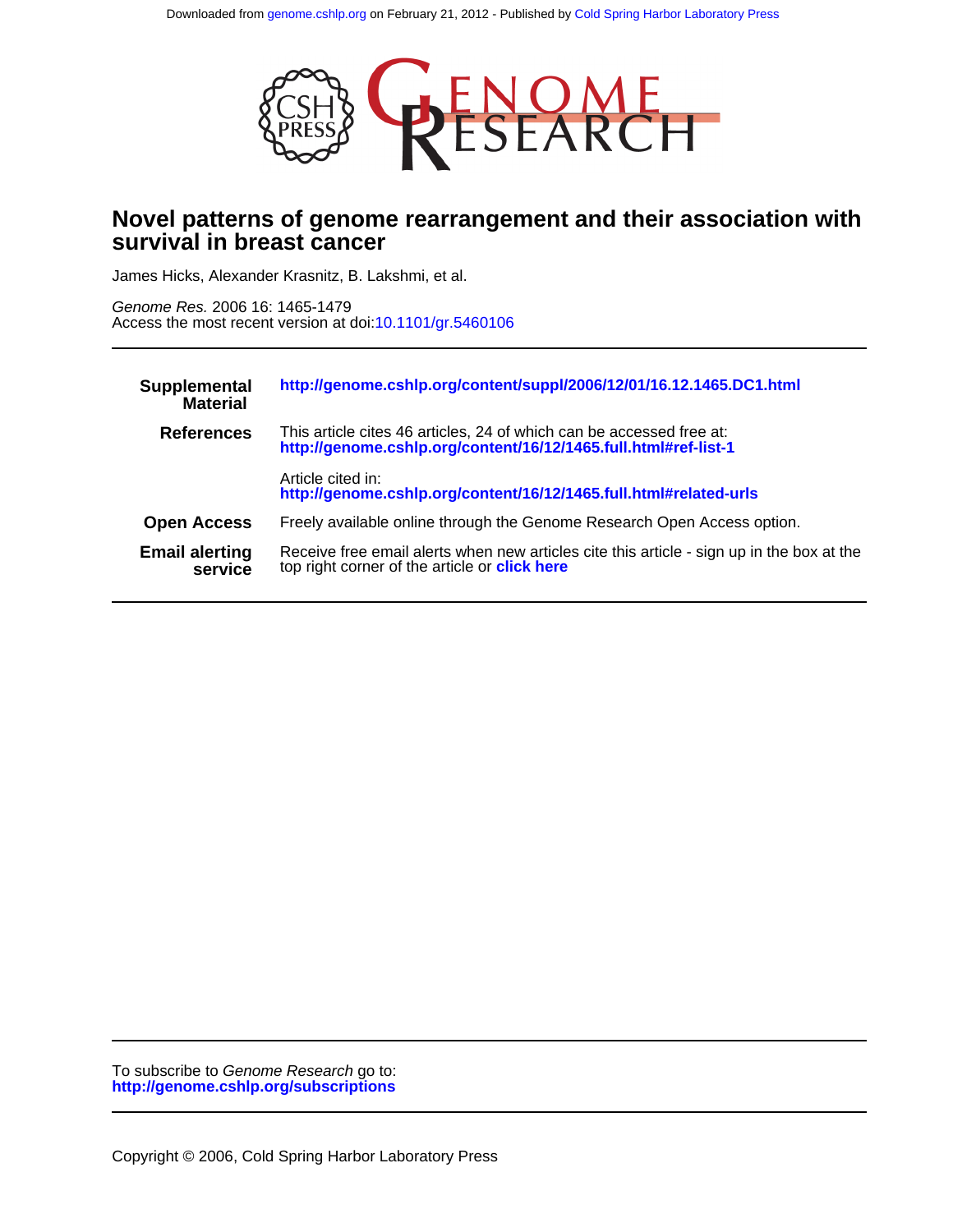# Novel patterns of genome rearrangement and their association with survival in breast cancer

James Hicks, Alexander Krasnitz, B. Lakshmi, et al.

*Genome Res.* 2006 16: 1465-1479
Access the most recent version at doi:10.1101/gr.5460106

| | |
|---|---|
| **Supplemental Material** | **http://genome.cshlp.org/content/suppl/2006/12/01/16.12.1465.DC1.html** |
| **References** | This article cites 46 articles, 24 of which can be accessed free at: **http://genome.cshlp.org/content/16/12/1465.full.html#ref-list-1** |
| | Article cited in: **http://genome.cshlp.org/content/16/12/1465.full.html#related-urls** |
| **Open Access** | Freely available online through the Genome Research Open Access option. |
| **Email alerting service** | Receive free email alerts when new articles cite this article - sign up in the box at the top right corner of the article or **click here** |

To subscribe to *Genome Research* go to:
**http://genome.cshlp.org/subscriptions**

Copyright © 2006, Cold Spring Harbor Laboratory Press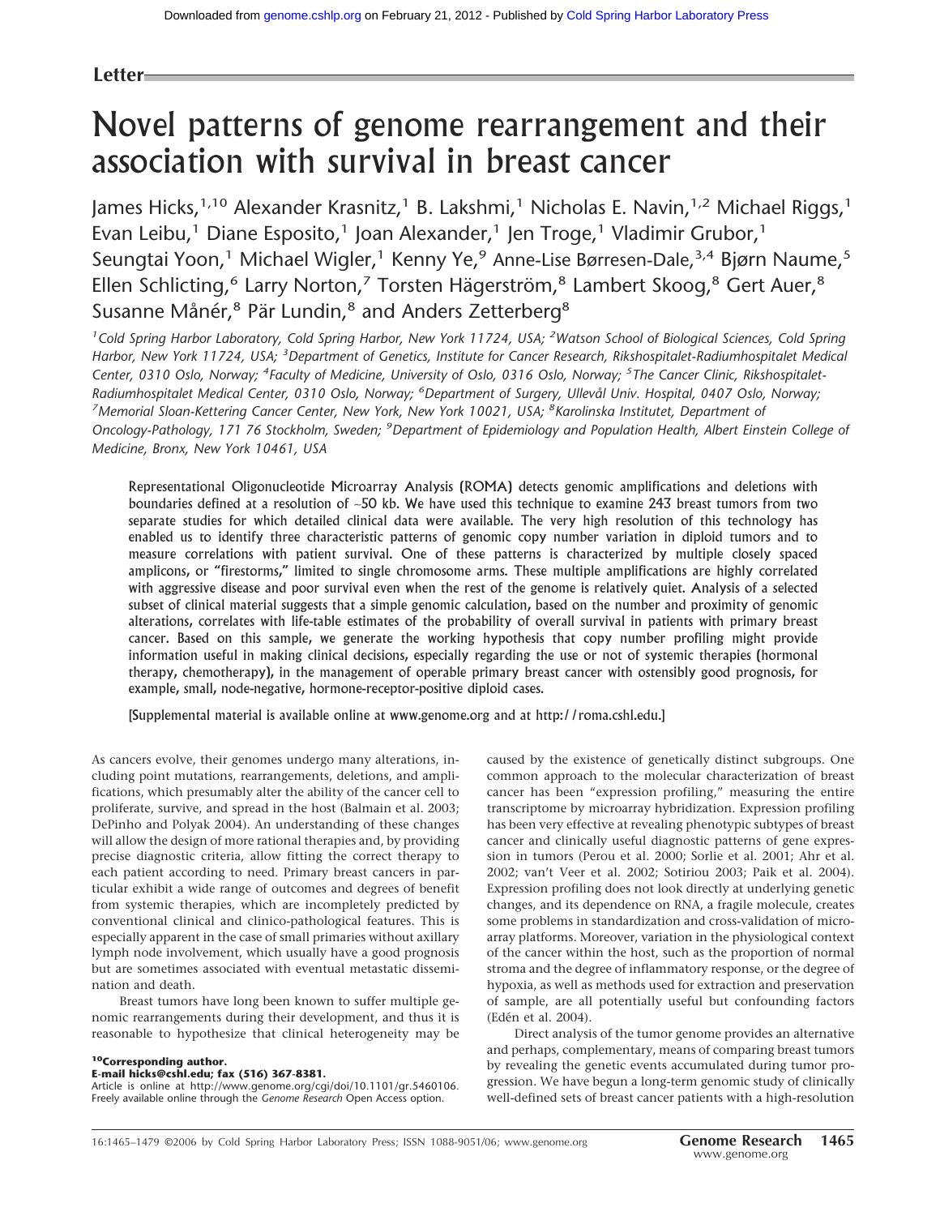Letter

# Novel patterns of genome rearrangement and their association with survival in breast cancer

James Hicks,[1,10] Alexander Krasnitz,[1] B. Lakshmi,[1] Nicholas E. Navin,[1,2] Michael Riggs,[1] Evan Leibu,[1] Diane Esposito,[1] Joan Alexander,[1] Jen Troge,[1] Vladimir Grubor,[1] Seungtai Yoon,[1] Michael Wigler,[1] Kenny Ye,[9] Anne-Lise Børresen-Dale,[3,4] Bjørn Naume,[5] Ellen Schlicting,[6] Larry Norton,[7] Torsten Hägerström,[8] Lambert Skoog,[8] Gert Auer,[8] Susanne Månér,[8] Pär Lundin,[8] and Anders Zetterberg[8]

*[1]Cold Spring Harbor Laboratory, Cold Spring Harbor, New York 11724, USA; [2]Watson School of Biological Sciences, Cold Spring Harbor, New York 11724, USA; [3]Department of Genetics, Institute for Cancer Research, Rikshospitalet-Radiumhospitalet Medical Center, 0310 Oslo, Norway; [4]Faculty of Medicine, University of Oslo, 0316 Oslo, Norway; [5]The Cancer Clinic, Rikshospitalet-Radiumhospitalet Medical Center, 0310 Oslo, Norway; [6]Department of Surgery, Ullevål Univ. Hospital, 0407 Oslo, Norway; [7]Memorial Sloan-Kettering Cancer Center, New York, New York 10021, USA; [8]Karolinska Institutet, Department of Oncology-Pathology, 171 76 Stockholm, Sweden; [9]Department of Epidemiology and Population Health, Albert Einstein College of Medicine, Bronx, New York 10461, USA*

Representational Oligonucleotide Microarray Analysis (ROMA) detects genomic amplifications and deletions with boundaries defined at a resolution of ~50 kb. We have used this technique to examine 243 breast tumors from two separate studies for which detailed clinical data were available. The very high resolution of this technology has enabled us to identify three characteristic patterns of genomic copy number variation in diploid tumors and to measure correlations with patient survival. One of these patterns is characterized by multiple closely spaced amplicons, or "firestorms," limited to single chromosome arms. These multiple amplifications are highly correlated with aggressive disease and poor survival even when the rest of the genome is relatively quiet. Analysis of a selected subset of clinical material suggests that a simple genomic calculation, based on the number and proximity of genomic alterations, correlates with life-table estimates of the probability of overall survival in patients with primary breast cancer. Based on this sample, we generate the working hypothesis that copy number profiling might provide information useful in making clinical decisions, especially regarding the use or not of systemic therapies (hormonal therapy, chemotherapy), in the management of operable primary breast cancer with ostensibly good prognosis, for example, small, node-negative, hormone-receptor-positive diploid cases.

[Supplemental material is available online at www.genome.org and at http://roma.cshl.edu.]

As cancers evolve, their genomes undergo many alterations, including point mutations, rearrangements, deletions, and amplifications, which presumably alter the ability of the cancer cell to proliferate, survive, and spread in the host (Balmain et al. 2003; DePinho and Polyak 2004). An understanding of these changes will allow the design of more rational therapies and, by providing precise diagnostic criteria, allow fitting the correct therapy to each patient according to need. Primary breast cancers in particular exhibit a wide range of outcomes and degrees of benefit from systemic therapies, which are incompletely predicted by conventional clinical and clinico-pathological features. This is especially apparent in the case of small primaries without axillary lymph node involvement, which usually have a good prognosis but are sometimes associated with eventual metastatic dissemination and death.

Breast tumors have long been known to suffer multiple genomic rearrangements during their development, and thus it is reasonable to hypothesize that clinical heterogeneity may be caused by the existence of genetically distinct subgroups. One common approach to the molecular characterization of breast cancer has been "expression profiling," measuring the entire transcriptome by microarray hybridization. Expression profiling has been very effective at revealing phenotypic subtypes of breast cancer and clinically useful diagnostic patterns of gene expression in tumors (Perou et al. 2000; Sorlie et al. 2001; Ahr et al. 2002; van't Veer et al. 2002; Sotiriou 2003; Paik et al. 2004). Expression profiling does not look directly at underlying genetic changes, and its dependence on RNA, a fragile molecule, creates some problems in standardization and cross-validation of microarray platforms. Moreover, variation in the physiological context of the cancer within the host, such as the proportion of normal stroma and the degree of inflammatory response, or the degree of hypoxia, as well as methods used for extraction and preservation of sample, are all potentially useful but confounding factors (Edén et al. 2004).

Direct analysis of the tumor genome provides an alternative and perhaps, complementary, means of comparing breast tumors by revealing the genetic events accumulated during tumor progression. We have begun a long-term genomic study of clinically well-defined sets of breast cancer patients with a high-resolution

**[10]Corresponding author.**
**E-mail hicks@cshl.edu; fax (516) 367-8381.**
Article is online at http://www.genome.org/cgi/doi/10.1101/gr.5460106. Freely available online through the *Genome Research* Open Access option.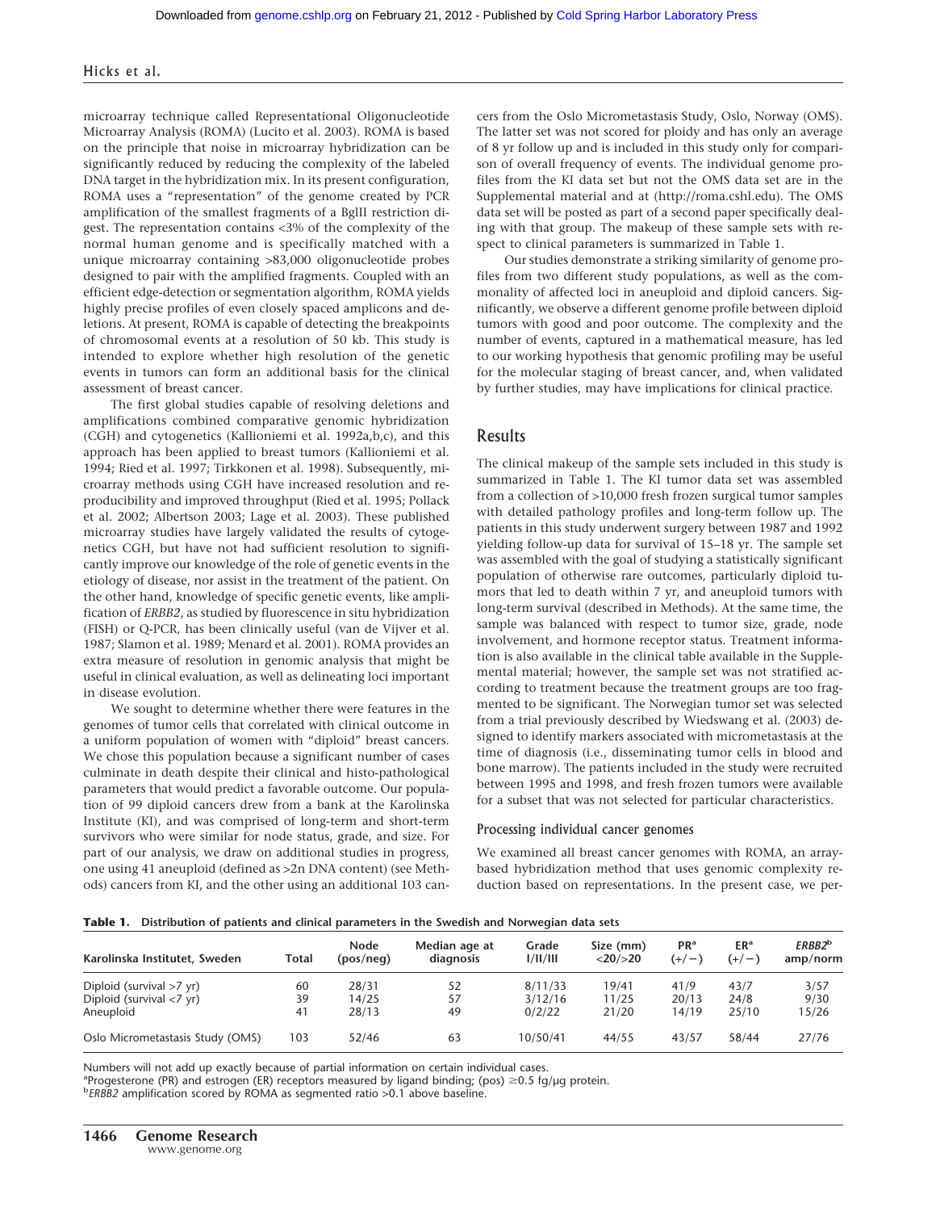microarray technique called Representational Oligonucleotide Microarray Analysis (ROMA) (Lucito et al. 2003). ROMA is based on the principle that noise in microarray hybridization can be significantly reduced by reducing the complexity of the labeled DNA target in the hybridization mix. In its present configuration, ROMA uses a "representation" of the genome created by PCR amplification of the smallest fragments of a BglII restriction digest. The representation contains <3% of the complexity of the normal human genome and is specifically matched with a unique microarray containing >83,000 oligonucleotide probes designed to pair with the amplified fragments. Coupled with an efficient edge-detection or segmentation algorithm, ROMA yields highly precise profiles of even closely spaced amplicons and deletions. At present, ROMA is capable of detecting the breakpoints of chromosomal events at a resolution of 50 kb. This study is intended to explore whether high resolution of the genetic events in tumors can form an additional basis for the clinical assessment of breast cancer.

The first global studies capable of resolving deletions and amplifications combined comparative genomic hybridization (CGH) and cytogenetics (Kallioniemi et al. 1992a,b,c), and this approach has been applied to breast tumors (Kallioniemi et al. 1994; Ried et al. 1997; Tirkkonen et al. 1998). Subsequently, microarray methods using CGH have increased resolution and reproducibility and improved throughput (Ried et al. 1995; Pollack et al. 2002; Albertson 2003; Lage et al. 2003). These published microarray studies have largely validated the results of cytogenetics CGH, but have not had sufficient resolution to significantly improve our knowledge of the role of genetic events in the etiology of disease, nor assist in the treatment of the patient. On the other hand, knowledge of specific genetic events, like amplification of *ERBB2*, as studied by fluorescence in situ hybridization (FISH) or Q-PCR, has been clinically useful (van de Vijver et al. 1987; Slamon et al. 1989; Menard et al. 2001). ROMA provides an extra measure of resolution in genomic analysis that might be useful in clinical evaluation, as well as delineating loci important in disease evolution.

We sought to determine whether there were features in the genomes of tumor cells that correlated with clinical outcome in a uniform population of women with "diploid" breast cancers. We chose this population because a significant number of cases culminate in death despite their clinical and histo-pathological parameters that would predict a favorable outcome. Our population of 99 diploid cancers drew from a bank at the Karolinska Institute (KI), and was comprised of long-term and short-term survivors who were similar for node status, grade, and size. For part of our analysis, we draw on additional studies in progress, one using 41 aneuploid (defined as >2n DNA content) (see Methods) cancers from KI, and the other using an additional 103 cancers from the Oslo Micrometastasis Study, Oslo, Norway (OMS). The latter set was not scored for ploidy and has only an average of 8 yr follow up and is included in this study only for comparison of overall frequency of events. The individual genome profiles from the KI data set but not the OMS data set are in the Supplemental material and at (http://roma.cshl.edu). The OMS data set will be posted as part of a second paper specifically dealing with that group. The makeup of these sample sets with respect to clinical parameters is summarized in Table 1.

Our studies demonstrate a striking similarity of genome profiles from two different study populations, as well as the commonality of affected loci in aneuploid and diploid cancers. Significantly, we observe a different genome profile between diploid tumors with good and poor outcome. The complexity and the number of events, captured in a mathematical measure, has led to our working hypothesis that genomic profiling may be useful for the molecular staging of breast cancer, and, when validated by further studies, may have implications for clinical practice.

## Results

The clinical makeup of the sample sets included in this study is summarized in Table 1. The KI tumor data set was assembled from a collection of >10,000 fresh frozen surgical tumor samples with detailed pathology profiles and long-term follow up. The patients in this study underwent surgery between 1987 and 1992 yielding follow-up data for survival of 15–18 yr. The sample set was assembled with the goal of studying a statistically significant population of otherwise rare outcomes, particularly diploid tumors that led to death within 7 yr, and aneuploid tumors with long-term survival (described in Methods). At the same time, the sample was balanced with respect to tumor size, grade, node involvement, and hormone receptor status. Treatment information is also available in the clinical table available in the Supplemental material; however, the sample set was not stratified according to treatment because the treatment groups are too fragmented to be significant. The Norwegian tumor set was selected from a trial previously described by Wiedswang et al. (2003) designed to identify markers associated with micrometastasis at the time of diagnosis (i.e., disseminating tumor cells in blood and bone marrow). The patients included in the study were recruited between 1995 and 1998, and fresh frozen tumors were available for a subset that was not selected for particular characteristics.

### Processing individual cancer genomes

We examined all breast cancer genomes with ROMA, an array-based hybridization method that uses genomic complexity reduction based on representations. In the present case, we per-

**Table 1.** Distribution of patients and clinical parameters in the Swedish and Norwegian data sets

| Karolinska Institutet, Sweden | Total | Node (pos/neg) | Median age at diagnosis | Grade I/II/III | Size (mm) <20/>20 | PR[a] (+/−) | ER[a] (+/−) | *ERBB2*[b] amp/norm |
|---|---|---|---|---|---|---|---|---|
| Diploid (survival >7 yr) | 60 | 28/31 | 52 | 8/11/33 | 19/41 | 41/9 | 43/7 | 3/57 |
| Diploid (survival <7 yr) | 39 | 14/25 | 57 | 3/12/16 | 11/25 | 20/13 | 24/8 | 9/30 |
| Aneuploid | 41 | 28/13 | 49 | 0/2/22 | 21/20 | 14/19 | 25/10 | 15/26 |
| Oslo Micrometastasis Study (OMS) | 103 | 52/46 | 63 | 10/50/41 | 44/55 | 43/57 | 58/44 | 27/76 |

Numbers will not add up exactly because of partial information on certain individual cases.
[a]Progesterone (PR) and estrogen (ER) receptors measured by ligand binding; (pos) ≥0.5 fg/μg protein.
[b]*ERBB2* amplification scored by ROMA as segmented ratio >0.1 above baseline.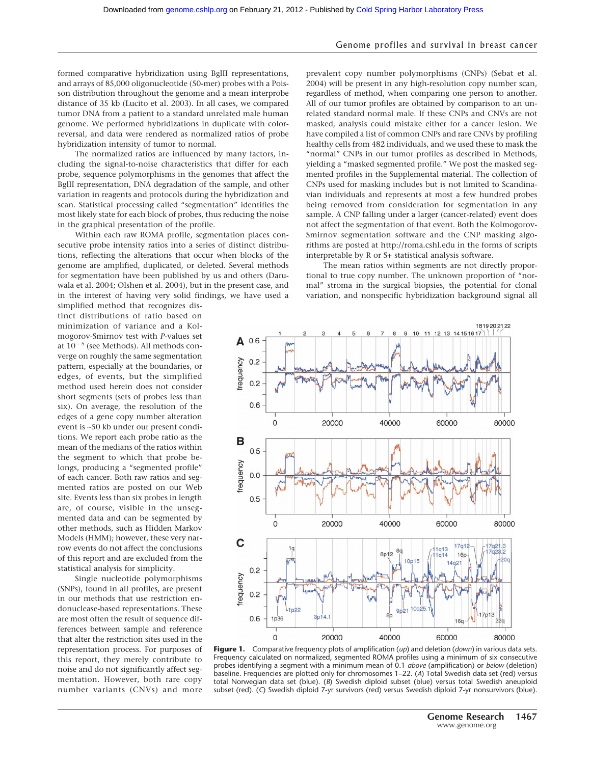formed comparative hybridization using BglII representations, and arrays of 85,000 oligonucleotide (50-mer) probes with a Poisson distribution throughout the genome and a mean interprobe distance of 35 kb (Lucito et al. 2003). In all cases, we compared tumor DNA from a patient to a standard unrelated male human genome. We performed hybridizations in duplicate with color-reversal, and data were rendered as normalized ratios of probe hybridization intensity of tumor to normal.

The normalized ratios are influenced by many factors, including the signal-to-noise characteristics that differ for each probe, sequence polymorphisms in the genomes that affect the BglII representation, DNA degradation of the sample, and other variation in reagents and protocols during the hybridization and scan. Statistical processing called "segmentation" identifies the most likely state for each block of probes, thus reducing the noise in the graphical presentation of the profile.

Within each raw ROMA profile, segmentation places consecutive probe intensity ratios into a series of distinct distributions, reflecting the alterations that occur when blocks of the genome are amplified, duplicated, or deleted. Several methods for segmentation have been published by us and others (Daruwala et al. 2004; Olshen et al. 2004), but in the present case, and in the interest of having very solid findings, we have used a simplified method that recognizes distinct distributions of ratio based on minimization of variance and a Kolmogorov-Smirnov test with *P*-values set at $10^{-5}$ (see Methods). All methods converge on roughly the same segmentation pattern, especially at the boundaries, or edges, of events, but the simplified method used herein does not consider short segments (sets of probes less than six). On average, the resolution of the edges of a gene copy number alteration event is ~50 kb under our present conditions. We report each probe ratio as the mean of the medians of the ratios within the segment to which that probe belongs, producing a "segmented profile" of each cancer. Both raw ratios and segmented ratios are posted on our Web site. Events less than six probes in length are, of course, visible in the unsegmented data and can be segmented by other methods, such as Hidden Markov Models (HMM); however, these very narrow events do not affect the conclusions of this report and are excluded from the statistical analysis for simplicity.

Single nucleotide polymorphisms (SNPs), found in all profiles, are present in our methods that use restriction endonuclease-based representations. These are most often the result of sequence differences between sample and reference that alter the restriction sites used in the representation process. For purposes of this report, they merely contribute to noise and do not significantly affect segmentation. However, both rare copy number variants (CNVs) and more prevalent copy number polymorphisms (CNPs) (Sebat et al. 2004) will be present in any high-resolution copy number scan, regardless of method, when comparing one person to another. All of our tumor profiles are obtained by comparison to an unrelated standard normal male. If these CNPs and CNVs are not masked, analysis could mistake either for a cancer lesion. We have compiled a list of common CNPs and rare CNVs by profiling healthy cells from 482 individuals, and we used these to mask the "normal" CNPs in our tumor profiles as described in Methods, yielding a "masked segmented profile." We post the masked segmented profiles in the Supplemental material. The collection of CNPs used for masking includes but is not limited to Scandinavian individuals and represents at most a few hundred probes being removed from consideration for segmentation in any sample. A CNP falling under a larger (cancer-related) event does not affect the segmentation of that event. Both the Kolmogorov-Smirnov segmentation software and the CNP masking algorithms are posted at http://roma.cshl.edu in the forms of scripts interpretable by R or S+ statistical analysis software.

The mean ratios within segments are not directly proportional to true copy number. The unknown proportion of "normal" stroma in the surgical biopsies, the potential for clonal variation, and nonspecific hybridization background signal all

**Figure 1.** Comparative frequency plots of amplification (*up*) and deletion (*down*) in various data sets. Frequency calculated on normalized, segmented ROMA profiles using a minimum of six consecutive probes identifying a segment with a minimum mean of 0.1 *above* (amplification) or *below* (deletion) baseline. Frequencies are plotted only for chromosomes 1–22. (*A*) Total Swedish data set (red) versus total Norwegian data set (blue). (*B*) Swedish diploid subset (blue) versus total Swedish aneuploid subset (red). (*C*) Swedish diploid 7-yr survivors (red) versus Swedish diploid 7-yr nonsurvivors (blue).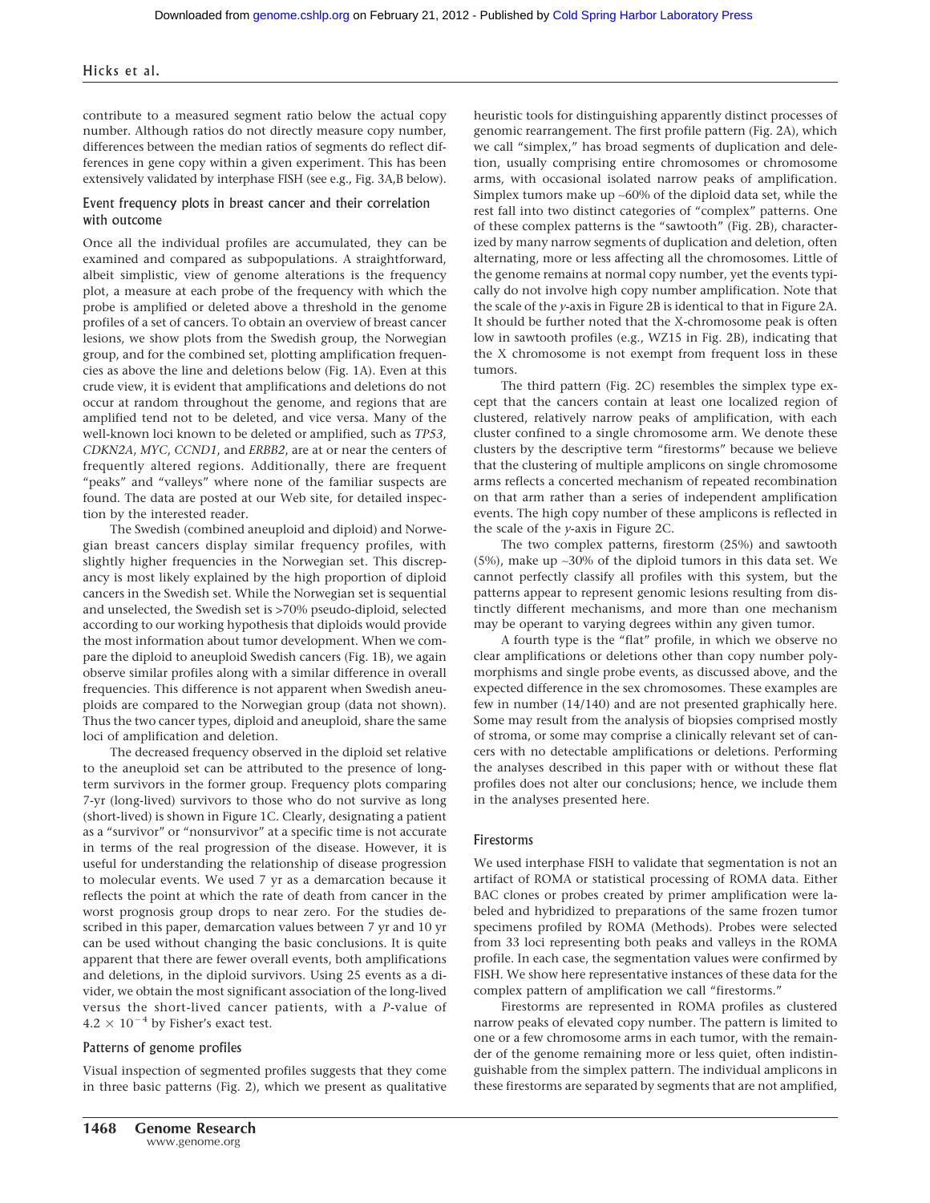contribute to a measured segment ratio below the actual copy number. Although ratios do not directly measure copy number, differences between the median ratios of segments do reflect differences in gene copy within a given experiment. This has been extensively validated by interphase FISH (see e.g., Fig. 3A,B below).

### Event frequency plots in breast cancer and their correlation with outcome

Once all the individual profiles are accumulated, they can be examined and compared as subpopulations. A straightforward, albeit simplistic, view of genome alterations is the frequency plot, a measure at each probe of the frequency with which the probe is amplified or deleted above a threshold in the genome profiles of a set of cancers. To obtain an overview of breast cancer lesions, we show plots from the Swedish group, the Norwegian group, and for the combined set, plotting amplification frequencies as above the line and deletions below (Fig. 1A). Even at this crude view, it is evident that amplifications and deletions do not occur at random throughout the genome, and regions that are amplified tend not to be deleted, and vice versa. Many of the well-known loci known to be deleted or amplified, such as *TP53*, *CDKN2A*, *MYC*, *CCND1*, and *ERBB2*, are at or near the centers of frequently altered regions. Additionally, there are frequent "peaks" and "valleys" where none of the familiar suspects are found. The data are posted at our Web site, for detailed inspection by the interested reader.

The Swedish (combined aneuploid and diploid) and Norwegian breast cancers display similar frequency profiles, with slightly higher frequencies in the Norwegian set. This discrepancy is most likely explained by the high proportion of diploid cancers in the Swedish set. While the Norwegian set is sequential and unselected, the Swedish set is >70% pseudo-diploid, selected according to our working hypothesis that diploids would provide the most information about tumor development. When we compare the diploid to aneuploid Swedish cancers (Fig. 1B), we again observe similar profiles along with a similar difference in overall frequencies. This difference is not apparent when Swedish aneuploids are compared to the Norwegian group (data not shown). Thus the two cancer types, diploid and aneuploid, share the same loci of amplification and deletion.

The decreased frequency observed in the diploid set relative to the aneuploid set can be attributed to the presence of long-term survivors in the former group. Frequency plots comparing 7-yr (long-lived) survivors to those who do not survive as long (short-lived) is shown in Figure 1C. Clearly, designating a patient as a "survivor" or "nonsurvivor" at a specific time is not accurate in terms of the real progression of the disease. However, it is useful for understanding the relationship of disease progression to molecular events. We used 7 yr as a demarcation because it reflects the point at which the rate of death from cancer in the worst prognosis group drops to near zero. For the studies described in this paper, demarcation values between 7 yr and 10 yr can be used without changing the basic conclusions. It is quite apparent that there are fewer overall events, both amplifications and deletions, in the diploid survivors. Using 25 events as a divider, we obtain the most significant association of the long-lived versus the short-lived cancer patients, with a *P*-value of $4.2 \times 10^{-4}$ by Fisher's exact test.

### Patterns of genome profiles

Visual inspection of segmented profiles suggests that they come in three basic patterns (Fig. 2), which we present as qualitative heuristic tools for distinguishing apparently distinct processes of genomic rearrangement. The first profile pattern (Fig. 2A), which we call "simplex," has broad segments of duplication and deletion, usually comprising entire chromosomes or chromosome arms, with occasional isolated narrow peaks of amplification. Simplex tumors make up ~60% of the diploid data set, while the rest fall into two distinct categories of "complex" patterns. One of these complex patterns is the "sawtooth" (Fig. 2B), characterized by many narrow segments of duplication and deletion, often alternating, more or less affecting all the chromosomes. Little of the genome remains at normal copy number, yet the events typically do not involve high copy number amplification. Note that the scale of the *y*-axis in Figure 2B is identical to that in Figure 2A. It should be further noted that the X-chromosome peak is often low in sawtooth profiles (e.g., WZ15 in Fig. 2B), indicating that the X chromosome is not exempt from frequent loss in these tumors.

The third pattern (Fig. 2C) resembles the simplex type except that the cancers contain at least one localized region of clustered, relatively narrow peaks of amplification, with each cluster confined to a single chromosome arm. We denote these clusters by the descriptive term "firestorms" because we believe that the clustering of multiple amplicons on single chromosome arms reflects a concerted mechanism of repeated recombination on that arm rather than a series of independent amplification events. The high copy number of these amplicons is reflected in the scale of the *y*-axis in Figure 2C.

The two complex patterns, firestorm (25%) and sawtooth (5%), make up ~30% of the diploid tumors in this data set. We cannot perfectly classify all profiles with this system, but the patterns appear to represent genomic lesions resulting from distinctly different mechanisms, and more than one mechanism may be operant to varying degrees within any given tumor.

A fourth type is the "flat" profile, in which we observe no clear amplifications or deletions other than copy number polymorphisms and single probe events, as discussed above, and the expected difference in the sex chromosomes. These examples are few in number (14/140) and are not presented graphically here. Some may result from the analysis of biopsies comprised mostly of stroma, or some may comprise a clinically relevant set of cancers with no detectable amplifications or deletions. Performing the analyses described in this paper with or without these flat profiles does not alter our conclusions; hence, we include them in the analyses presented here.

## Firestorms

We used interphase FISH to validate that segmentation is not an artifact of ROMA or statistical processing of ROMA data. Either BAC clones or probes created by primer amplification were labeled and hybridized to preparations of the same frozen tumor specimens profiled by ROMA (Methods). Probes were selected from 33 loci representing both peaks and valleys in the ROMA profile. In each case, the segmentation values were confirmed by FISH. We show here representative instances of these data for the complex pattern of amplification we call "firestorms."

Firestorms are represented in ROMA profiles as clustered narrow peaks of elevated copy number. The pattern is limited to one or a few chromosome arms in each tumor, with the remainder of the genome remaining more or less quiet, often indistinguishable from the simplex pattern. The individual amplicons in these firestorms are separated by segments that are not amplified,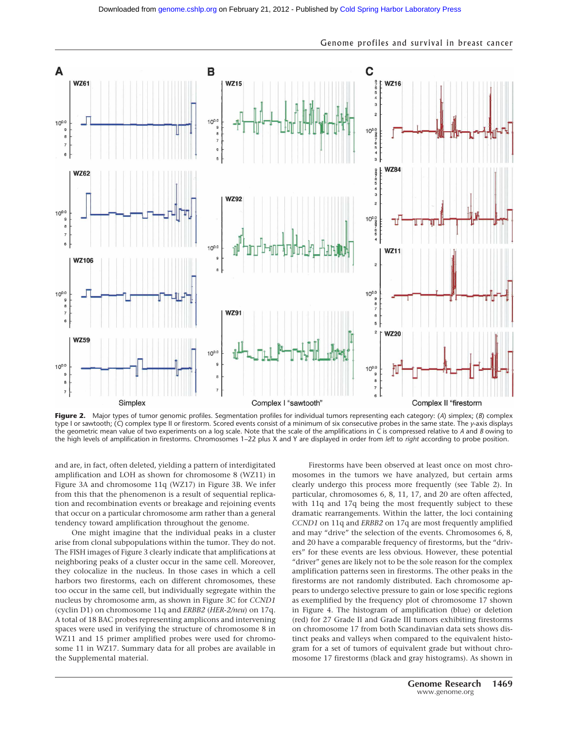**Figure 2.** Major types of tumor genomic profiles. Segmentation profiles for individual tumors representing each category: (*A*) simplex; (*B*) complex type I or sawtooth; (*C*) complex type II or firestorm. Scored events consist of a minimum of six consecutive probes in the same state. The *y*-axis displays the geometric mean value of two experiments on a log scale. Note that the scale of the amplifications in *C* is compressed relative to *A* and *B* owing to the high levels of amplification in firestorms. Chromosomes 1–22 plus X and Y are displayed in order from *left* to *right* according to probe position.

and are, in fact, often deleted, yielding a pattern of interdigitated amplification and LOH as shown for chromosome 8 (WZ11) in Figure 3A and chromosome 11q (WZ17) in Figure 3B. We infer from this that the phenomenon is a result of sequential replication and recombination events or breakage and rejoining events that occur on a particular chromosome arm rather than a general tendency toward amplification throughout the genome.

One might imagine that the individual peaks in a cluster arise from clonal subpopulations within the tumor. They do not. The FISH images of Figure 3 clearly indicate that amplifications at neighboring peaks of a cluster occur in the same cell. Moreover, they colocalize in the nucleus. In those cases in which a cell harbors two firestorms, each on different chromosomes, these too occur in the same cell, but individually segregate within the nucleus by chromosome arm, as shown in Figure 3C for *CCND1* (cyclin D1) on chromosome 11q and *ERBB2* (*HER-2/neu*) on 17q. A total of 18 BAC probes representing amplicons and intervening spaces were used in verifying the structure of chromosome 8 in WZ11 and 15 primer amplified probes were used for chromosome 11 in WZ17. Summary data for all probes are available in the Supplemental material.

Firestorms have been observed at least once on most chromosomes in the tumors we have analyzed, but certain arms clearly undergo this process more frequently (see Table 2). In particular, chromosomes 6, 8, 11, 17, and 20 are often affected, with 11q and 17q being the most frequently subject to these dramatic rearrangements. Within the latter, the loci containing *CCND1* on 11q and *ERBB2* on 17q are most frequently amplified and may "drive" the selection of the events. Chromosomes 6, 8, and 20 have a comparable frequency of firestorms, but the "drivers" for these events are less obvious. However, these potential "driver" genes are likely not to be the sole reason for the complex amplification patterns seen in firestorms. The other peaks in the firestorms are not randomly distributed. Each chromosome appears to undergo selective pressure to gain or lose specific regions as exemplified by the frequency plot of chromosome 17 shown in Figure 4. The histogram of amplification (blue) or deletion (red) for 27 Grade II and Grade III tumors exhibiting firestorms on chromosome 17 from both Scandinavian data sets shows distinct peaks and valleys when compared to the equivalent histogram for a set of tumors of equivalent grade but without chromosome 17 firestorms (black and gray histograms). As shown in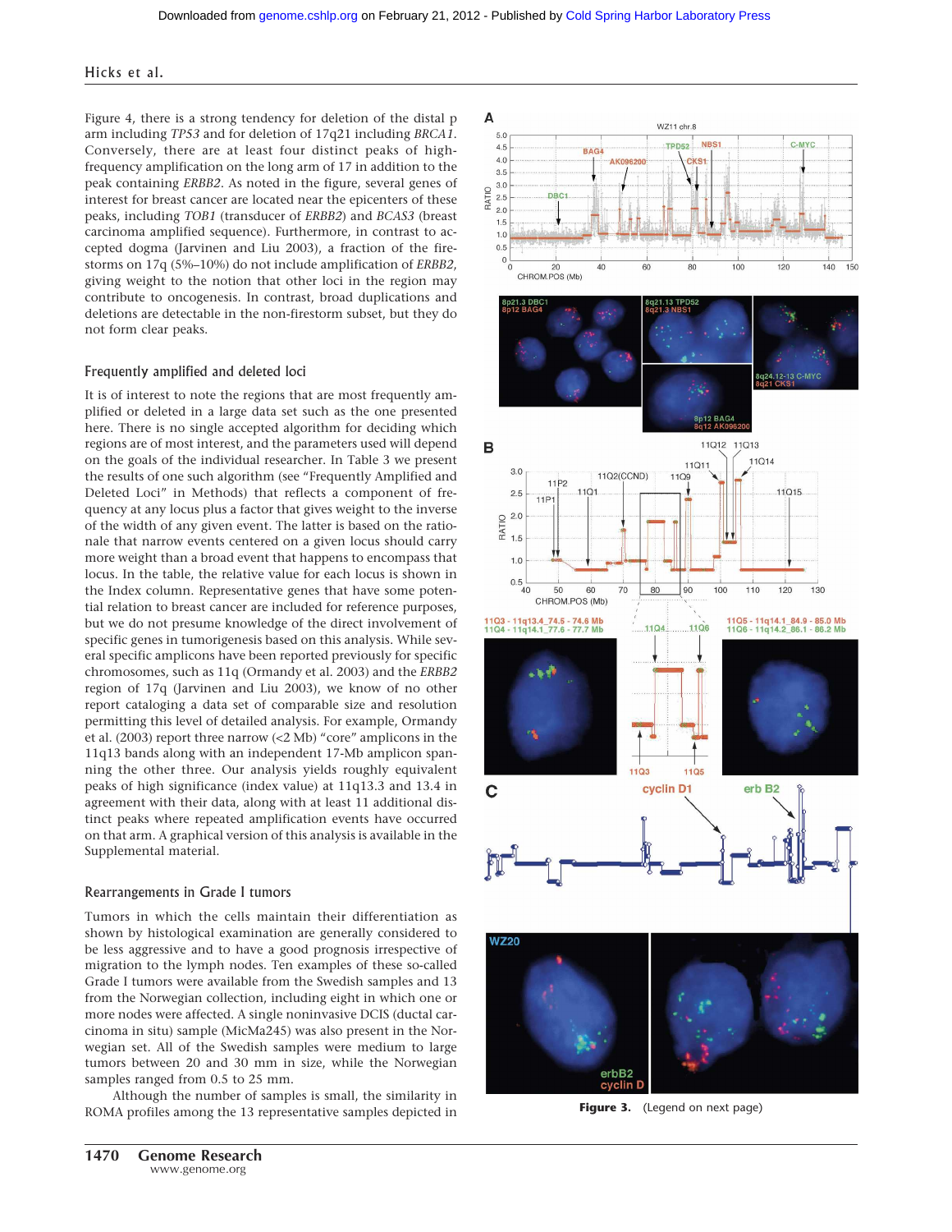Figure 4, there is a strong tendency for deletion of the distal p arm including *TP53* and for deletion of 17q21 including *BRCA1*. Conversely, there are at least four distinct peaks of high-frequency amplification on the long arm of 17 in addition to the peak containing *ERBB2*. As noted in the figure, several genes of interest for breast cancer are located near the epicenters of these peaks, including *TOB1* (transducer of *ERBB2*) and *BCAS3* (breast carcinoma amplified sequence). Furthermore, in contrast to accepted dogma (Jarvinen and Liu 2003), a fraction of the firestorms on 17q (5%–10%) do not include amplification of *ERBB2*, giving weight to the notion that other loci in the region may contribute to oncogenesis. In contrast, broad duplications and deletions are detectable in the non-firestorm subset, but they do not form clear peaks.

## Frequently amplified and deleted loci

It is of interest to note the regions that are most frequently amplified or deleted in a large data set such as the one presented here. There is no single accepted algorithm for deciding which regions are of most interest, and the parameters used will depend on the goals of the individual researcher. In Table 3 we present the results of one such algorithm (see "Frequently Amplified and Deleted Loci" in Methods) that reflects a component of frequency at any locus plus a factor that gives weight to the inverse of the width of any given event. The latter is based on the rationale that narrow events centered on a given locus should carry more weight than a broad event that happens to encompass that locus. In the table, the relative value for each locus is shown in the Index column. Representative genes that have some potential relation to breast cancer are included for reference purposes, but we do not presume knowledge of the direct involvement of specific genes in tumorigenesis based on this analysis. While several specific amplicons have been reported previously for specific chromosomes, such as 11q (Ormandy et al. 2003) and the *ERBB2* region of 17q (Jarvinen and Liu 2003), we know of no other report cataloging a data set of comparable size and resolution permitting this level of detailed analysis. For example, Ormandy et al. (2003) report three narrow (<2 Mb) "core" amplicons in the 11q13 bands along with an independent 17-Mb amplicon spanning the other three. Our analysis yields roughly equivalent peaks of high significance (index value) at 11q13.3 and 13.4 in agreement with their data, along with at least 11 additional distinct peaks where repeated amplification events have occurred on that arm. A graphical version of this analysis is available in the Supplemental material.

## Rearrangements in Grade I tumors

Tumors in which the cells maintain their differentiation as shown by histological examination are generally considered to be less aggressive and to have a good prognosis irrespective of migration to the lymph nodes. Ten examples of these so-called Grade I tumors were available from the Swedish samples and 13 from the Norwegian collection, including eight in which one or more nodes were affected. A single noninvasive DCIS (ductal carcinoma in situ) sample (MicMa245) was also present in the Norwegian set. All of the Swedish samples were medium to large tumors between 20 and 30 mm in size, while the Norwegian samples ranged from 0.5 to 25 mm.

Although the number of samples is small, the similarity in ROMA profiles among the 13 representative samples depicted in

**Figure 3.** (Legend on next page)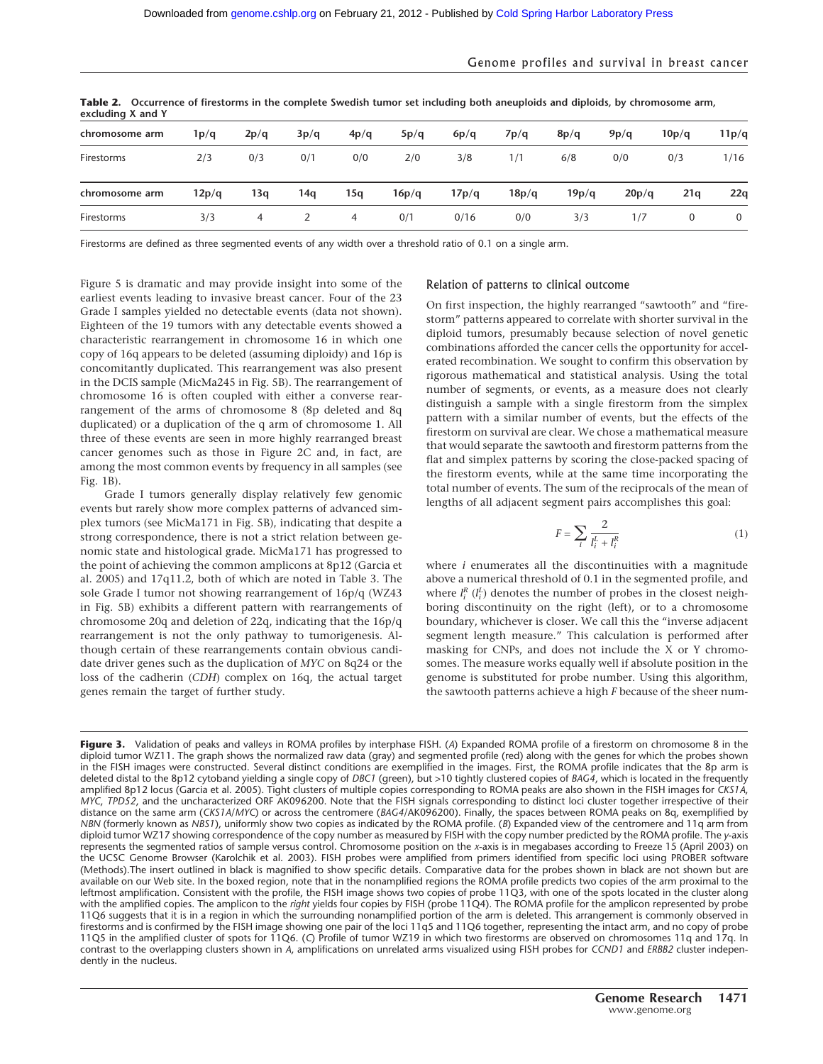**Table 2. Occurrence of firestorms in the complete Swedish tumor set including both aneuploids and diploids, by chromosome arm, excluding X and Y**

| chromosome arm | 1p/q | 2p/q | 3p/q | 4p/q | 5p/q | 6p/q | 7p/q | 8p/q | 9p/q | 10p/q | 11p/q |
|---|---|---|---|---|---|---|---|---|---|---|---|
| Firestorms | 2/3 | 0/3 | 0/1 | 0/0 | 2/0 | 3/8 | 1/1 | 6/8 | 0/0 | 0/3 | 1/16 |
| **chromosome arm** | **12p/q** | **13q** | **14q** | **15q** | **16p/q** | **17p/q** | **18p/q** | **19p/q** | **20p/q** | **21q** | **22q** |
| Firestorms | 3/3 | 4 | 2 | 4 | 0/1 | 0/16 | 0/0 | 3/3 | 1/7 | 0 | 0 |

Firestorms are defined as three segmented events of any width over a threshold ratio of 0.1 on a single arm.

Figure 5 is dramatic and may provide insight into some of the earliest events leading to invasive breast cancer. Four of the 23 Grade I samples yielded no detectable events (data not shown). Eighteen of the 19 tumors with any detectable events showed a characteristic rearrangement in chromosome 16 in which one copy of 16q appears to be deleted (assuming diploidy) and 16p is concomitantly duplicated. This rearrangement was also present in the DCIS sample (MicMa245 in Fig. 5B). The rearrangement of chromosome 16 is often coupled with either a converse rearrangement of the arms of chromosome 8 (8p deleted and 8q duplicated) or a duplication of the q arm of chromosome 1. All three of these events are seen in more highly rearranged breast cancer genomes such as those in Figure 2C and, in fact, are among the most common events by frequency in all samples (see Fig. 1B).

Grade I tumors generally display relatively few genomic events but rarely show more complex patterns of advanced simplex tumors (see MicMa171 in Fig. 5B), indicating that despite a strong correspondence, there is not a strict relation between genomic state and histological grade. MicMa171 has progressed to the point of achieving the common amplicons at 8p12 (Garcia et al. 2005) and 17q11.2, both of which are noted in Table 3. The sole Grade I tumor not showing rearrangement of 16p/q (WZ43 in Fig. 5B) exhibits a different pattern with rearrangements of chromosome 20q and deletion of 22q, indicating that the 16p/q rearrangement is not the only pathway to tumorigenesis. Although certain of these rearrangements contain obvious candidate driver genes such as the duplication of *MYC* on 8q24 or the loss of the cadherin (*CDH*) complex on 16q, the actual target genes remain the target of further study.

## Relation of patterns to clinical outcome

On first inspection, the highly rearranged "sawtooth" and "firestorm" patterns appeared to correlate with shorter survival in the diploid tumors, presumably because selection of novel genetic combinations afforded the cancer cells the opportunity for accelerated recombination. We sought to confirm this observation by rigorous mathematical and statistical analysis. Using the total number of segments, or events, as a measure does not clearly distinguish a sample with a single firestorm from the simplex pattern with a similar number of events, but the effects of the firestorm on survival are clear. We chose a mathematical measure that would separate the sawtooth and firestorm patterns from the flat and simplex patterns by scoring the close-packed spacing of the firestorm events, while at the same time incorporating the total number of events. The sum of the reciprocals of the mean of lengths of all adjacent segment pairs accomplishes this goal:

$$F = \sum_i \frac{2}{l_i^L + l_i^R} \quad (1)$$

where $i$ enumerates all the discontinuities with a magnitude above a numerical threshold of 0.1 in the segmented profile, and where $l_i^R$ ($l_i^L$) denotes the number of probes in the closest neighboring discontinuity on the right (left), or to a chromosome boundary, whichever is closer. We call this the "inverse adjacent segment length measure." This calculation is performed after masking for CNPs, and does not include the X or Y chromosomes. The measure works equally well if absolute position in the genome is substituted for probe number. Using this algorithm, the sawtooth patterns achieve a high $F$ because of the sheer num-

**Figure 3.** Validation of peaks and valleys in ROMA profiles by interphase FISH. (*A*) Expanded ROMA profile of a firestorm on chromosome 8 in the diploid tumor WZ11. The graph shows the normalized raw data (gray) and segmented profile (red) along with the genes for which the probes shown in the FISH images were constructed. Several distinct conditions are exemplified in the images. First, the ROMA profile indicates that the 8p arm is deleted distal to the 8p12 cytoband yielding a single copy of *DBC1* (green), but >10 tightly clustered copies of *BAG4*, which is located in the frequently amplified 8p12 locus (Garcia et al. 2005). Tight clusters of multiple copies corresponding to ROMA peaks are also shown in the FISH images for *CKS1A*, *MYC*, *TPD52*, and the uncharacterized ORF AK096200. Note that the FISH signals corresponding to distinct loci cluster together irrespective of their distance on the same arm (*CKS1A*/*MYC*) or across the centromere (*BAG4*/AK096200). Finally, the spaces between ROMA peaks on 8q, exemplified by *NBN* (formerly known as *NBS1*), uniformly show two copies as indicated by the ROMA profile. (*B*) Expanded view of the centromere and 11q arm from diploid tumor WZ17 showing correspondence of the copy number as measured by FISH with the copy number predicted by the ROMA profile. The *y*-axis represents the segmented ratios of sample versus control. Chromosome position on the *x*-axis is in megabases according to Freeze 15 (April 2003) on the UCSC Genome Browser (Karolchik et al. 2003). FISH probes were amplified from primers identified from specific loci using PROBER software (Methods).The insert outlined in black is magnified to show specific details. Comparative data for the probes shown in black are not shown but are available on our Web site. In the boxed region, note that in the nonamplified regions the ROMA profile predicts two copies of the arm proximal to the leftmost amplification. Consistent with the profile, the FISH image shows two copies of probe 11Q3, with one of the spots located in the cluster along with the amplified copies. The amplicon to the *right* yields four copies by FISH (probe 11Q4). The ROMA profile for the amplicon represented by probe 11Q6 suggests that it is in a region in which the surrounding nonamplified portion of the arm is deleted. This arrangement is commonly observed in firestorms and is confirmed by the FISH image showing one pair of the loci 11q5 and 11Q6 together, representing the intact arm, and no copy of probe 11Q5 in the amplified cluster of spots for 11Q6. (*C*) Profile of tumor WZ19 in which two firestorms are observed on chromosomes 11q and 17q. In contrast to the overlapping clusters shown in *A*, amplifications on unrelated arms visualized using FISH probes for *CCND1* and *ERBB2* cluster independently in the nucleus.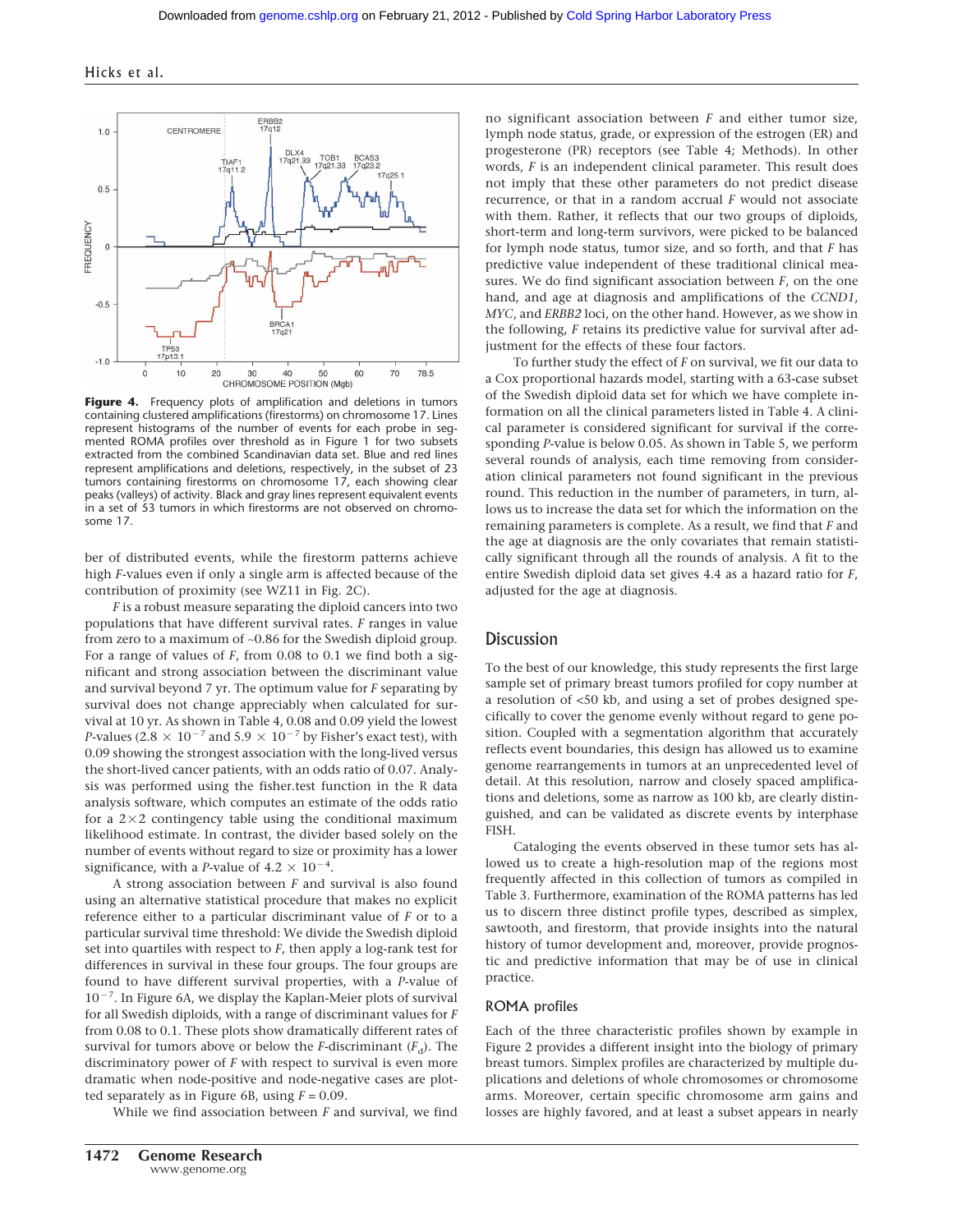**Figure 4.** Frequency plots of amplification and deletions in tumors containing clustered amplifications (firestorms) on chromosome 17. Lines represent histograms of the number of events for each probe in segmented ROMA profiles over threshold as in Figure 1 for two subsets extracted from the combined Scandinavian data set. Blue and red lines represent amplifications and deletions, respectively, in the subset of 23 tumors containing firestorms on chromosome 17, each showing clear peaks (valleys) of activity. Black and gray lines represent equivalent events in a set of 53 tumors in which firestorms are not observed on chromosome 17.

ber of distributed events, while the firestorm patterns achieve high *F*-values even if only a single arm is affected because of the contribution of proximity (see WZ11 in Fig. 2C).

*F* is a robust measure separating the diploid cancers into two populations that have different survival rates. *F* ranges in value from zero to a maximum of ~0.86 for the Swedish diploid group. For a range of values of *F*, from 0.08 to 0.1 we find both a significant and strong association between the discriminant value and survival beyond 7 yr. The optimum value for *F* separating by survival does not change appreciably when calculated for survival at 10 yr. As shown in Table 4, 0.08 and 0.09 yield the lowest *P*-values ($2.8 \times 10^{-7}$ and $5.9 \times 10^{-7}$ by Fisher's exact test), with 0.09 showing the strongest association with the long-lived versus the short-lived cancer patients, with an odds ratio of 0.07. Analysis was performed using the fisher.test function in the R data analysis software, which computes an estimate of the odds ratio for a 2×2 contingency table using the conditional maximum likelihood estimate. In contrast, the divider based solely on the number of events without regard to size or proximity has a lower significance, with a *P*-value of $4.2 \times 10^{-4}$.

A strong association between *F* and survival is also found using an alternative statistical procedure that makes no explicit reference either to a particular discriminant value of *F* or to a particular survival time threshold: We divide the Swedish diploid set into quartiles with respect to *F*, then apply a log-rank test for differences in survival in these four groups. The four groups are found to have different survival properties, with a *P*-value of $10^{-7}$. In Figure 6A, we display the Kaplan-Meier plots of survival for all Swedish diploids, with a range of discriminant values for *F* from 0.08 to 0.1. These plots show dramatically different rates of survival for tumors above or below the *F*-discriminant ($F_d$). The discriminatory power of *F* with respect to survival is even more dramatic when node-positive and node-negative cases are plotted separately as in Figure 6B, using $F = 0.09$.

While we find association between *F* and survival, we find no significant association between *F* and either tumor size, lymph node status, grade, or expression of the estrogen (ER) and progesterone (PR) receptors (see Table 4; Methods). In other words, *F* is an independent clinical parameter. This result does not imply that these other parameters do not predict disease recurrence, or that in a random accrual *F* would not associate with them. Rather, it reflects that our two groups of diploids, short-term and long-term survivors, were picked to be balanced for lymph node status, tumor size, and so forth, and that *F* has predictive value independent of these traditional clinical measures. We do find significant association between *F*, on the one hand, and age at diagnosis and amplifications of the *CCND1*, *MYC*, and *ERBB2* loci, on the other hand. However, as we show in the following, *F* retains its predictive value for survival after adjustment for the effects of these four factors.

To further study the effect of *F* on survival, we fit our data to a Cox proportional hazards model, starting with a 63-case subset of the Swedish diploid data set for which we have complete information on all the clinical parameters listed in Table 4. A clinical parameter is considered significant for survival if the corresponding *P*-value is below 0.05. As shown in Table 5, we perform several rounds of analysis, each time removing from consideration clinical parameters not found significant in the previous round. This reduction in the number of parameters, in turn, allows us to increase the data set for which the information on the remaining parameters is complete. As a result, we find that *F* and the age at diagnosis are the only covariates that remain statistically significant through all the rounds of analysis. A fit to the entire Swedish diploid data set gives 4.4 as a hazard ratio for *F*, adjusted for the age at diagnosis.

## Discussion

To the best of our knowledge, this study represents the first large sample set of primary breast tumors profiled for copy number at a resolution of <50 kb, and using a set of probes designed specifically to cover the genome evenly without regard to gene position. Coupled with a segmentation algorithm that accurately reflects event boundaries, this design has allowed us to examine genome rearrangements in tumors at an unprecedented level of detail. At this resolution, narrow and closely spaced amplifications and deletions, some as narrow as 100 kb, are clearly distinguished, and can be validated as discrete events by interphase FISH.

Cataloging the events observed in these tumor sets has allowed us to create a high-resolution map of the regions most frequently affected in this collection of tumors as compiled in Table 3. Furthermore, examination of the ROMA patterns has led us to discern three distinct profile types, described as simplex, sawtooth, and firestorm, that provide insights into the natural history of tumor development and, moreover, provide prognostic and predictive information that may be of use in clinical practice.

### ROMA profiles

Each of the three characteristic profiles shown by example in Figure 2 provides a different insight into the biology of primary breast tumors. Simplex profiles are characterized by multiple duplications and deletions of whole chromosomes or chromosome arms. Moreover, certain specific chromosome arm gains and losses are highly favored, and at least a subset appears in nearly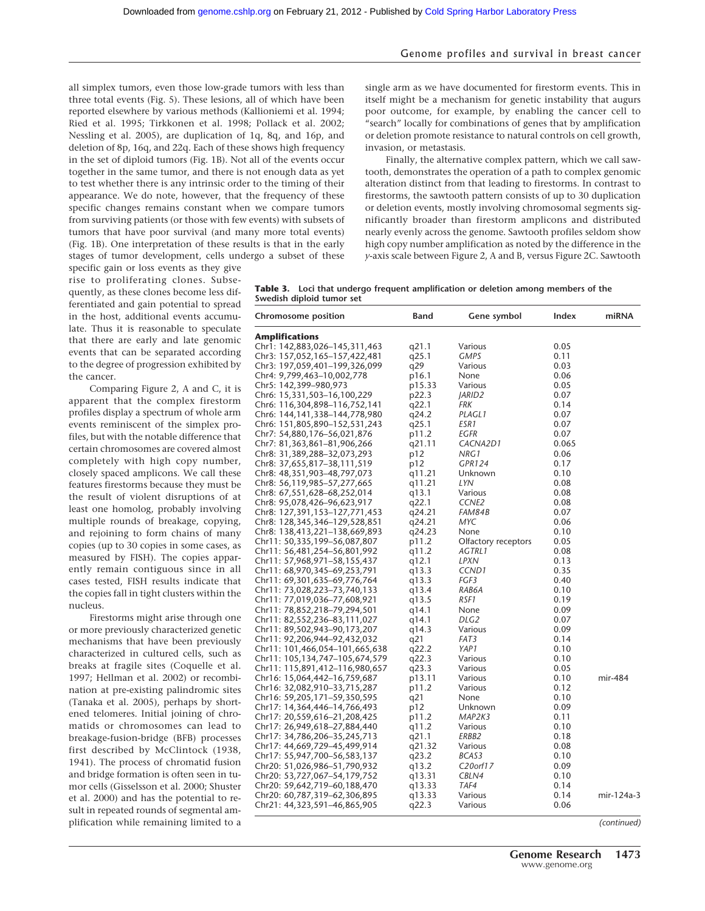all simplex tumors, even those low-grade tumors with less than three total events (Fig. 5). These lesions, all of which have been reported elsewhere by various methods (Kallioniemi et al. 1994; Ried et al. 1995; Tirkkonen et al. 1998; Pollack et al. 2002; Nessling et al. 2005), are duplication of 1q, 8q, and 16p, and deletion of 8p, 16q, and 22q. Each of these shows high frequency in the set of diploid tumors (Fig. 1B). Not all of the events occur together in the same tumor, and there is not enough data as yet to test whether there is any intrinsic order to the timing of their appearance. We do note, however, that the frequency of these specific changes remains constant when we compare tumors from surviving patients (or those with few events) with subsets of tumors that have poor survival (and many more total events) (Fig. 1B). One interpretation of these results is that in the early stages of tumor development, cells undergo a subset of these specific gain or loss events as they give rise to proliferating clones. Subsequently, as these clones become less differentiated and gain potential to spread in the host, additional events accumulate. Thus it is reasonable to speculate that there are early and late genomic events that can be separated according to the degree of progression exhibited by the cancer.

Comparing Figure 2, A and C, it is apparent that the complex firestorm profiles display a spectrum of whole arm events reminiscent of the simplex profiles, but with the notable difference that certain chromosomes are covered almost completely with high copy number, closely spaced amplicons. We call these features firestorms because they must be the result of violent disruptions of at least one homolog, probably involving multiple rounds of breakage, copying, and rejoining to form chains of many copies (up to 30 copies in some cases, as measured by FISH). The copies apparently remain contiguous since in all cases tested, FISH results indicate that the copies fall in tight clusters within the nucleus.

Firestorms might arise through one or more previously characterized genetic mechanisms that have been previously characterized in cultured cells, such as breaks at fragile sites (Coquelle et al. 1997; Hellman et al. 2002) or recombination at pre-existing palindromic sites (Tanaka et al. 2005), perhaps by shortened telomeres. Initial joining of chromatids or chromosomes can lead to breakage-fusion-bridge (BFB) processes first described by McClintock (1938, 1941). The process of chromatid fusion and bridge formation is often seen in tumor cells (Gisselsson et al. 2000; Shuster et al. 2000) and has the potential to result in repeated rounds of segmental amplification while remaining limited to a single arm as we have documented for firestorm events. This in itself might be a mechanism for genetic instability that augurs poor outcome, for example, by enabling the cancer cell to "search" locally for combinations of genes that by amplification or deletion promote resistance to natural controls on cell growth, invasion, or metastasis.

Finally, the alternative complex pattern, which we call sawtooth, demonstrates the operation of a path to complex genomic alteration distinct from that leading to firestorms. In contrast to firestorms, the sawtooth pattern consists of up to 30 duplication or deletion events, mostly involving chromosomal segments significantly broader than firestorm amplicons and distributed nearly evenly across the genome. Sawtooth profiles seldom show high copy number amplification as noted by the difference in the *y*-axis scale between Figure 2, A and B, versus Figure 2C. Sawtooth

**Table 3.** Loci that undergo frequent amplification or deletion among members of the Swedish diploid tumor set

| Chromosome position | Band | Gene symbol | Index | miRNA |
|---|---|---|---|---|
| **Amplifications** | | | | |
| Chr1: 142,883,026–145,311,463 | q21.1 | Various | 0.05 | |
| Chr3: 157,052,165–157,422,481 | q25.1 | *GMPS* | 0.11 | |
| Chr3: 197,059,401–199,326,099 | q29 | Various | 0.03 | |
| Chr4: 9,799,463–10,002,778 | p16.1 | None | 0.06 | |
| Chr5: 142,399–980,973 | p15.33 | Various | 0.05 | |
| Chr6: 15,331,503–16,100,229 | p22.3 | *JARID2* | 0.07 | |
| Chr6: 116,304,898–116,752,141 | q22.1 | *FRK* | 0.14 | |
| Chr6: 144,141,338–144,778,980 | q24.2 | *PLAGL1* | 0.07 | |
| Chr6: 151,805,890–152,531,243 | q25.1 | *ESR1* | 0.07 | |
| Chr7: 54,880,176–56,021,876 | p11.2 | *EGFR* | 0.07 | |
| Chr7: 81,363,861–81,906,266 | q21.11 | *CACNA2D1* | 0.065 | |
| Chr8: 31,389,288–32,073,293 | p12 | *NRG1* | 0.06 | |
| Chr8: 37,655,817–38,111,519 | p12 | *GPR124* | 0.17 | |
| Chr8: 48,351,903–48,797,073 | q11.21 | Unknown | 0.10 | |
| Chr8: 56,119,985–57,277,665 | q11.21 | *LYN* | 0.08 | |
| Chr8: 67,551,628–68,252,014 | q13.1 | Various | 0.08 | |
| Chr8: 95,078,426–96,623,917 | q22.1 | *CCNE2* | 0.08 | |
| Chr8: 127,391,153–127,771,453 | q24.21 | *FAM84B* | 0.07 | |
| Chr8: 128,345,346–129,528,851 | q24.21 | *MYC* | 0.06 | |
| Chr8: 138,413,221–138,669,893 | q24.23 | None | 0.10 | |
| Chr11: 50,335,199–56,087,807 | p11.2 | Olfactory receptors | 0.05 | |
| Chr11: 56,481,254–56,801,992 | q11.2 | *AGTRL1* | 0.08 | |
| Chr11: 57,968,971–58,155,437 | q12.1 | *LPXN* | 0.13 | |
| Chr11: 68,970,345–69,253,791 | q13.3 | *CCND1* | 0.35 | |
| Chr11: 69,301,635–69,776,764 | q13.3 | *FGF3* | 0.40 | |
| Chr11: 73,028,223–73,740,133 | q13.4 | *RAB6A* | 0.10 | |
| Chr11: 77,019,036–77,608,921 | q13.5 | *RSF1* | 0.19 | |
| Chr11: 78,852,218–79,294,501 | q14.1 | None | 0.09 | |
| Chr11: 82,552,236–83,111,027 | q14.1 | *DLG2* | 0.07 | |
| Chr11: 89,502,943–90,173,207 | q14.3 | Various | 0.09 | |
| Chr11: 92,206,944–92,432,032 | q21 | *FAT3* | 0.14 | |
| Chr11: 101,466,054–101,665,638 | q22.2 | *YAP1* | 0.10 | |
| Chr11: 105,134,747–105,674,579 | q22.3 | Various | 0.10 | |
| Chr11: 115,891,412–116,980,657 | q23.3 | Various | 0.05 | |
| Chr16: 15,064,442–16,759,687 | p13.11 | Various | 0.10 | mir-484 |
| Chr16: 32,082,910–33,715,287 | p11.2 | Various | 0.12 | |
| Chr16: 59,205,171–59,350,595 | q21 | None | 0.10 | |
| Chr17: 14,364,446–14,766,493 | p12 | Unknown | 0.09 | |
| Chr17: 20,559,616–21,208,425 | p11.2 | *MAP2K3* | 0.11 | |
| Chr17: 26,949,618–27,884,440 | q11.2 | Various | 0.10 | |
| Chr17: 34,786,206–35,245,713 | q21.1 | *ERBB2* | 0.18 | |
| Chr17: 44,669,729–45,499,914 | q21.32 | Various | 0.08 | |
| Chr17: 55,947,700–56,583,137 | q23.2 | *BCAS3* | 0.10 | |
| Chr20: 51,026,986–51,790,932 | q13.2 | *C20orf17* | 0.09 | |
| Chr20: 53,727,067–54,179,752 | q13.31 | *CBLN4* | 0.10 | |
| Chr20: 59,642,719–60,188,470 | q13.33 | *TAF4* | 0.14 | |
| Chr20: 60,787,319–62,306,895 | q13.33 | Various | 0.14 | mir-124a-3 |
| Chr21: 44,323,591–46,865,905 | q22.3 | Various | 0.06 | |

*(continued)*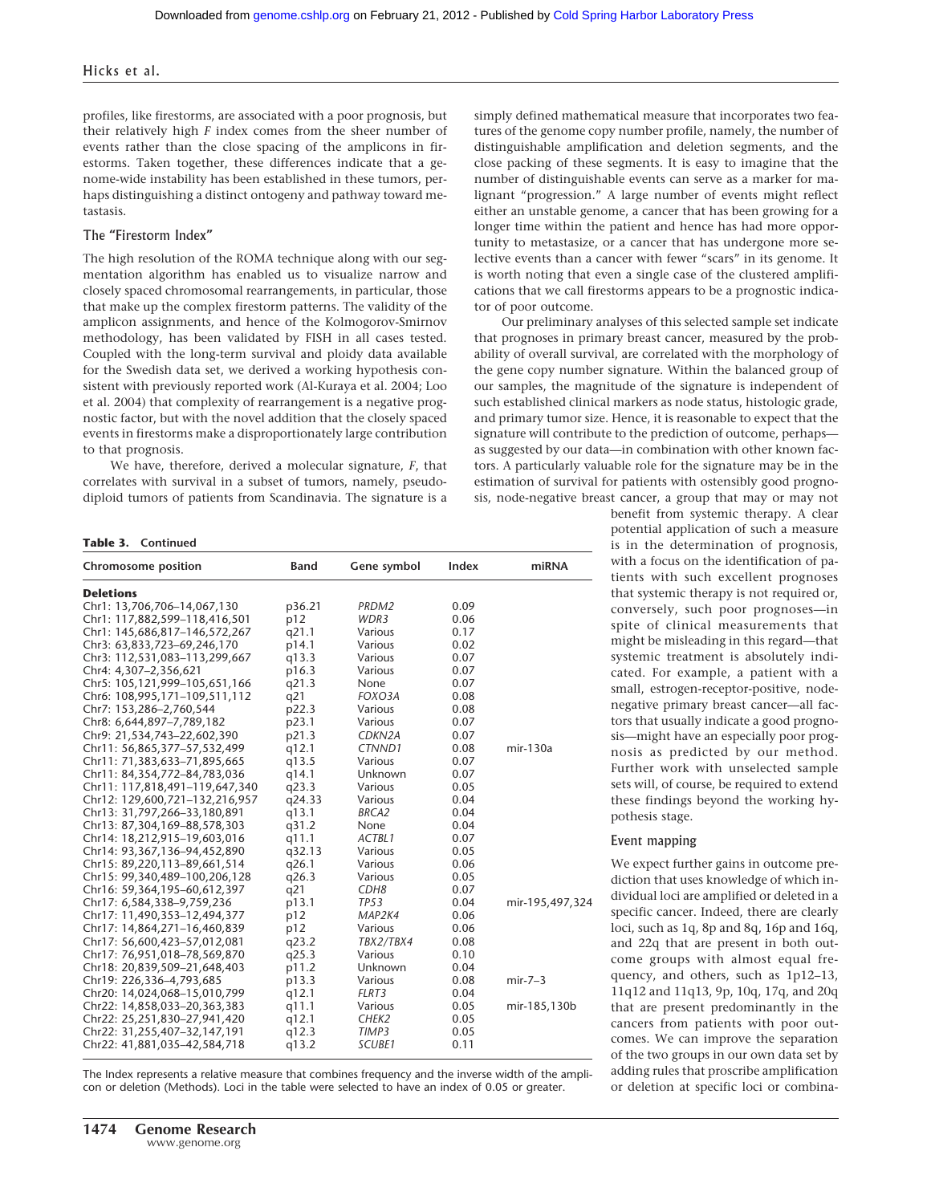profiles, like firestorms, are associated with a poor prognosis, but their relatively high *F* index comes from the sheer number of events rather than the close spacing of the amplicons in firestorms. Taken together, these differences indicate that a genome-wide instability has been established in these tumors, perhaps distinguishing a distinct ontogeny and pathway toward metastasis.

## The "Firestorm Index"

The high resolution of the ROMA technique along with our segmentation algorithm has enabled us to visualize narrow and closely spaced chromosomal rearrangements, in particular, those that make up the complex firestorm patterns. The validity of the amplicon assignments, and hence of the Kolmogorov-Smirnov methodology, has been validated by FISH in all cases tested. Coupled with the long-term survival and ploidy data available for the Swedish data set, we derived a working hypothesis consistent with previously reported work (Al-Kuraya et al. 2004; Loo et al. 2004) that complexity of rearrangement is a negative prognostic factor, but with the novel addition that the closely spaced events in firestorms make a disproportionately large contribution to that prognosis.

We have, therefore, derived a molecular signature, *F*, that correlates with survival in a subset of tumors, namely, pseudodiploid tumors of patients from Scandinavia. The signature is a simply defined mathematical measure that incorporates two features of the genome copy number profile, namely, the number of distinguishable amplification and deletion segments, and the close packing of these segments. It is easy to imagine that the number of distinguishable events can serve as a marker for malignant "progression." A large number of events might reflect either an unstable genome, a cancer that has been growing for a longer time within the patient and hence has had more opportunity to metastasize, or a cancer that has undergone more selective events than a cancer with fewer "scars" in its genome. It is worth noting that even a single case of the clustered amplifications that we call firestorms appears to be a prognostic indicator of poor outcome.

Our preliminary analyses of this selected sample set indicate that prognoses in primary breast cancer, measured by the probability of overall survival, are correlated with the morphology of the gene copy number signature. Within the balanced group of our samples, the magnitude of the signature is independent of such established clinical markers as node status, histologic grade, and primary tumor size. Hence, it is reasonable to expect that the signature will contribute to the prediction of outcome, perhaps—as suggested by our data—in combination with other known factors. A particularly valuable role for the signature may be in the estimation of survival for patients with ostensibly good prognosis, node-negative breast cancer, a group that may or may not benefit from systemic therapy. A clear potential application of such a measure is in the determination of prognosis, with a focus on the identification of patients with such excellent prognoses that systemic therapy is not required or, conversely, such poor prognoses—in spite of clinical measurements that might be misleading in this regard—that systemic treatment is absolutely indicated. For example, a patient with a small, estrogen-receptor-positive, node-negative primary breast cancer—all factors that usually indicate a good prognosis—might have an especially poor prognosis as predicted by our method. Further work with unselected sample sets will, of course, be required to extend these findings beyond the working hypothesis stage.

**Table 3. Continued**

| Chromosome position | Band | Gene symbol | Index | miRNA |
|---|---|---|---|---|
| **Deletions** | | | | |
| Chr1: 13,706,706–14,067,130 | p36.21 | *PRDM2* | 0.09 | |
| Chr1: 117,882,599–118,416,501 | p12 | *WDR3* | 0.06 | |
| Chr1: 145,686,817–146,572,267 | q21.1 | Various | 0.17 | |
| Chr3: 63,833,723–69,246,170 | p14.1 | Various | 0.02 | |
| Chr3: 112,531,083–113,299,667 | q13.3 | Various | 0.07 | |
| Chr4: 4,307–2,356,621 | p16.3 | Various | 0.07 | |
| Chr5: 105,121,999–105,651,166 | q21.3 | None | 0.07 | |
| Chr6: 108,995,171–109,511,112 | q21 | *FOXO3A* | 0.08 | |
| Chr7: 153,286–2,760,544 | p22.3 | Various | 0.08 | |
| Chr8: 6,644,897–7,789,182 | p23.1 | Various | 0.07 | |
| Chr9: 21,534,743–22,602,390 | p21.3 | *CDKN2A* | 0.07 | |
| Chr11: 56,865,377–57,532,499 | q12.1 | *CTNND1* | 0.08 | mir-130a |
| Chr11: 71,383,633–71,895,665 | q13.5 | Various | 0.07 | |
| Chr11: 84,354,772–84,783,036 | q14.1 | Unknown | 0.07 | |
| Chr11: 117,818,491–119,647,340 | q23.3 | Various | 0.05 | |
| Chr12: 129,600,721–132,216,957 | q24.33 | Various | 0.04 | |
| Chr13: 31,797,266–33,180,891 | q13.1 | *BRCA2* | 0.04 | |
| Chr13: 87,304,169–88,578,303 | q31.2 | None | 0.04 | |
| Chr14: 18,212,915–19,603,016 | q11.1 | *ACTBL1* | 0.07 | |
| Chr14: 93,367,136–94,452,890 | q32.13 | Various | 0.05 | |
| Chr15: 89,220,113–89,661,514 | q26.1 | Various | 0.06 | |
| Chr15: 99,340,489–100,206,128 | q26.3 | Various | 0.05 | |
| Chr16: 59,364,195–60,612,397 | q21 | *CDH8* | 0.07 | |
| Chr17: 6,584,338–9,759,236 | p13.1 | *TP53* | 0.04 | mir-195,497,324 |
| Chr17: 11,490,353–12,494,377 | p12 | *MAP2K4* | 0.06 | |
| Chr17: 14,864,271–16,460,839 | p12 | Various | 0.06 | |
| Chr17: 56,600,423–57,012,081 | q23.2 | *TBX2/TBX4* | 0.08 | |
| Chr17: 76,951,018–78,569,870 | q25.3 | Various | 0.10 | |
| Chr18: 20,839,509–21,648,403 | p11.2 | Unknown | 0.04 | |
| Chr19: 226,336–4,793,685 | p13.3 | Various | 0.08 | mir-7–3 |
| Chr20: 14,024,068–15,010,799 | q12.1 | *FLRT3* | 0.04 | |
| Chr22: 14,858,033–20,363,383 | q11.1 | Various | 0.05 | mir-185,130b |
| Chr22: 25,251,830–27,941,420 | q12.1 | *CHEK2* | 0.05 | |
| Chr22: 31,255,407–32,147,191 | q12.3 | *TIMP3* | 0.05 | |
| Chr22: 41,881,035–42,584,718 | q13.2 | *SCUBE1* | 0.11 | |

The Index represents a relative measure that combines frequency and the inverse width of the amplicon or deletion (Methods). Loci in the table were selected to have an index of 0.05 or greater.

## Event mapping

We expect further gains in outcome prediction that uses knowledge of which individual loci are amplified or deleted in a specific cancer. Indeed, there are clearly loci, such as 1q, 8p and 8q, 16p and 16q, and 22q that are present in both outcome groups with almost equal frequency, and others, such as 1p12–13, 11q12 and 11q13, 9p, 10q, 17q, and 20q that are present predominantly in the cancers from patients with poor outcomes. We can improve the separation of the two groups in our own data set by adding rules that proscribe amplification or deletion at specific loci or combina-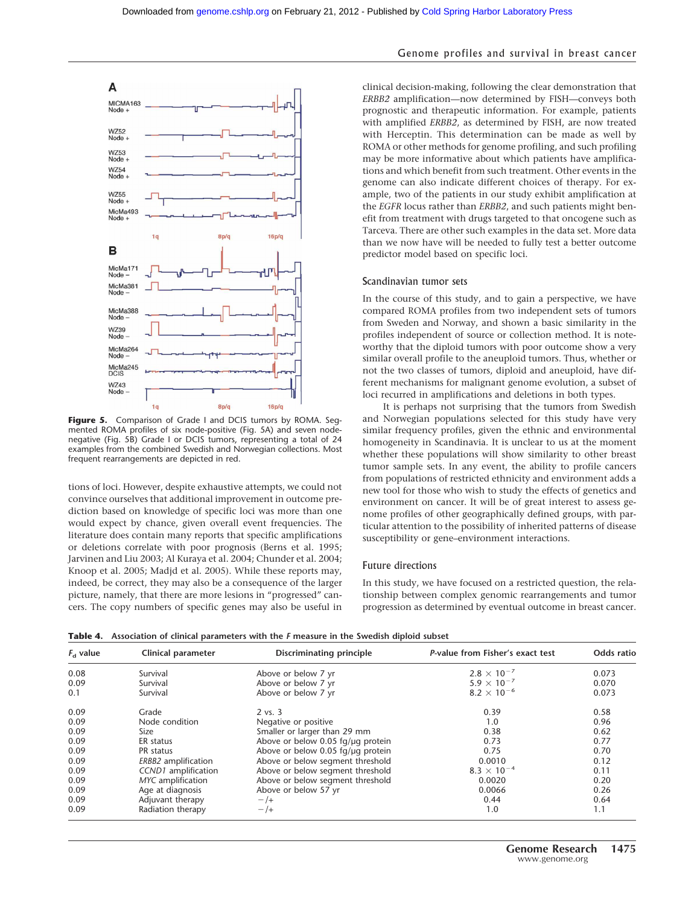A

MICMA163
Node +

WZ52
Node +

WZ53
Node +

WZ54
Node +

WZ55
Node +

MicMa493
Node +

1q 8p/q 16p/q

B

MicMa171
Node –

MicMa381
Node –

MicMa388
Node –

WZ39
Node –

MicMa264
Node –

MicMa245
DCIS

WZ43
Node –

1q 8p/q 16p/q

**Figure 5.** Comparison of Grade I and DCIS tumors by ROMA. Segmented ROMA profiles of six node-positive (Fig. 5A) and seven node-negative (Fig. 5B) Grade I or DCIS tumors, representing a total of 24 examples from the combined Swedish and Norwegian collections. Most frequent rearrangements are depicted in red.

tions of loci. However, despite exhaustive attempts, we could not convince ourselves that additional improvement in outcome prediction based on knowledge of specific loci was more than one would expect by chance, given overall event frequencies. The literature does contain many reports that specific amplifications or deletions correlate with poor prognosis (Berns et al. 1995; Jarvinen and Liu 2003; Al Kuraya et al. 2004; Chunder et al. 2004; Knoop et al. 2005; Madjd et al. 2005). While these reports may, indeed, be correct, they may also be a consequence of the larger picture, namely, that there are more lesions in "progressed" cancers. The copy numbers of specific genes may also be useful in clinical decision-making, following the clear demonstration that *ERBB2* amplification—now determined by FISH—conveys both prognostic and therapeutic information. For example, patients with amplified *ERBB2*, as determined by FISH, are now treated with Herceptin. This determination can be made as well by ROMA or other methods for genome profiling, and such profiling may be more informative about which patients have amplifications and which benefit from such treatment. Other events in the genome can also indicate different choices of therapy. For example, two of the patients in our study exhibit amplification at the *EGFR* locus rather than *ERBB2*, and such patients might benefit from treatment with drugs targeted to that oncogene such as Tarceva. There are other such examples in the data set. More data than we now have will be needed to fully test a better outcome predictor model based on specific loci.

### Scandinavian tumor sets

In the course of this study, and to gain a perspective, we have compared ROMA profiles from two independent sets of tumors from Sweden and Norway, and shown a basic similarity in the profiles independent of source or collection method. It is noteworthy that the diploid tumors with poor outcome show a very similar overall profile to the aneuploid tumors. Thus, whether or not the two classes of tumors, diploid and aneuploid, have different mechanisms for malignant genome evolution, a subset of loci recurred in amplifications and deletions in both types.

It is perhaps not surprising that the tumors from Swedish and Norwegian populations selected for this study have very similar frequency profiles, given the ethnic and environmental homogeneity in Scandinavia. It is unclear to us at the moment whether these populations will show similarity to other breast tumor sample sets. In any event, the ability to profile cancers from populations of restricted ethnicity and environment adds a new tool for those who wish to study the effects of genetics and environment on cancer. It will be of great interest to assess genome profiles of other geographically defined groups, with particular attention to the possibility of inherited patterns of disease susceptibility or gene–environment interactions.

### Future directions

In this study, we have focused on a restricted question, the relationship between complex genomic rearrangements and tumor progression as determined by eventual outcome in breast cancer.

**Table 4.** Association of clinical parameters with the *F* measure in the Swedish diploid subset

| $F_d$ value | Clinical parameter | Discriminating principle | *P*-value from Fisher's exact test | Odds ratio |
|---|---|---|---|---|
| 0.08 | Survival | Above or below 7 yr | $2.8 \times 10^{-7}$ | 0.073 |
| 0.09 | Survival | Above or below 7 yr | $5.9 \times 10^{-7}$ | 0.070 |
| 0.1 | Survival | Above or below 7 yr | $8.2 \times 10^{-6}$ | 0.073 |
| 0.09 | Grade | 2 vs. 3 | 0.39 | 0.58 |
| 0.09 | Node condition | Negative or positive | 1.0 | 0.96 |
| 0.09 | Size | Smaller or larger than 29 mm | 0.38 | 0.62 |
| 0.09 | ER status | Above or below 0.05 fg/μg protein | 0.73 | 0.77 |
| 0.09 | PR status | Above or below 0.05 fg/μg protein | 0.75 | 0.70 |
| 0.09 | *ERBB2* amplification | Above or below segment threshold | 0.0010 | 0.12 |
| 0.09 | *CCND1* amplification | Above or below segment threshold | $8.3 \times 10^{-4}$ | 0.11 |
| 0.09 | *MYC* amplification | Above or below segment threshold | 0.0020 | 0.20 |
| 0.09 | Age at diagnosis | Above or below 57 yr | 0.0066 | 0.26 |
| 0.09 | Adjuvant therapy | –/+ | 0.44 | 0.64 |
| 0.09 | Radiation therapy | –/+ | 1.0 | 1.1 |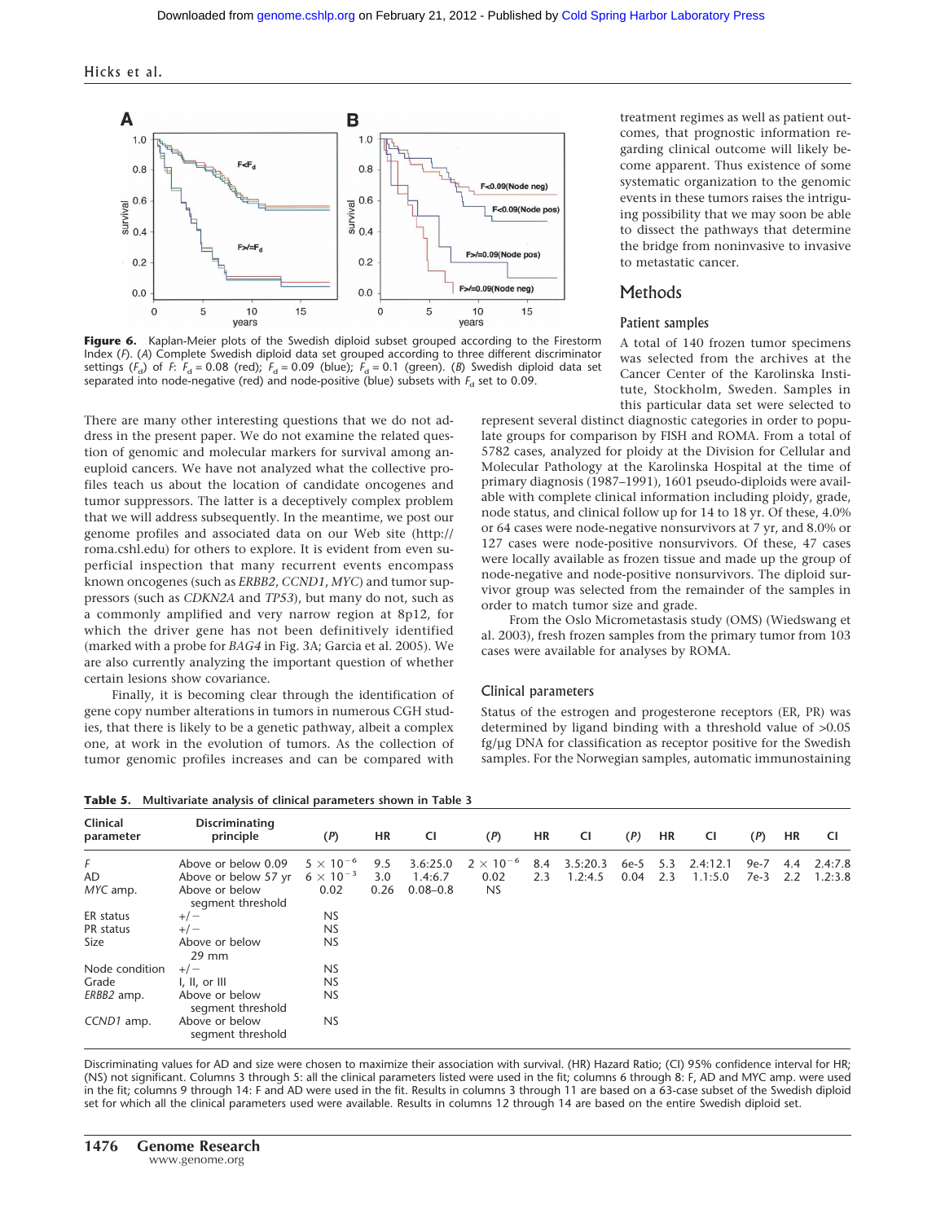**Figure 6.** Kaplan-Meier plots of the Swedish diploid subset grouped according to the Firestorm Index ($F$). (A) Complete Swedish diploid data set grouped according to three different discriminator settings ($F_d$) of $F$. $F_d = 0.08$ (red); $F_d = 0.09$ (blue); $F_d = 0.1$ (green). (B) Swedish diploid data set separated into node-negative (red) and node-positive (blue) subsets with $F_d$ set to 0.09.

treatment regimes as well as patient outcomes, that prognostic information regarding clinical outcome will likely become apparent. Thus existence of some systematic organization to the genomic events in these tumors raises the intriguing possibility that we may soon be able to dissect the pathways that determine the bridge from noninvasive to invasive to metastatic cancer.

There are many other interesting questions that we do not address in the present paper. We do not examine the related question of genomic and molecular markers for survival among aneuploid cancers. We have not analyzed what the collective profiles teach us about the location of candidate oncogenes and tumor suppressors. The latter is a deceptively complex problem that we will address subsequently. In the meantime, we post our genome profiles and associated data on our Web site (http://roma.cshl.edu) for others to explore. It is evident from even superficial inspection that many recurrent events encompass known oncogenes (such as *ERBB2*, *CCND1*, *MYC*) and tumor suppressors (such as *CDKN2A* and *TP53*), but many do not, such as a commonly amplified and very narrow region at 8p12, for which the driver gene has not been definitively identified (marked with a probe for *BAG4* in Fig. 3A; Garcia et al. 2005). We are also currently analyzing the important question of whether certain lesions show covariance.

Finally, it is becoming clear through the identification of gene copy number alterations in tumors in numerous CGH studies, that there is likely to be a genetic pathway, albeit a complex one, at work in the evolution of tumors. As the collection of tumor genomic profiles increases and can be compared with

## Methods

### Patient samples

A total of 140 frozen tumor specimens was selected from the archives at the Cancer Center of the Karolinska Institute, Stockholm, Sweden. Samples in this particular data set were selected to represent several distinct diagnostic categories in order to populate groups for comparison by FISH and ROMA. From a total of 5782 cases, analyzed for ploidy at the Division for Cellular and Molecular Pathology at the Karolinska Hospital at the time of primary diagnosis (1987–1991), 1601 pseudo-diploids were available with complete clinical information including ploidy, grade, node status, and clinical follow up for 14 to 18 yr. Of these, 4.0% or 64 cases were node-negative nonsurvivors at 7 yr, and 8.0% or 127 cases were node-positive nonsurvivors. Of these, 47 cases were locally available as frozen tissue and made up the group of node-negative and node-positive nonsurvivors. The diploid survivor group was selected from the remainder of the samples in order to match tumor size and grade.

From the Oslo Micrometastasis study (OMS) (Wiedswang et al. 2003), fresh frozen samples from the primary tumor from 103 cases were available for analyses by ROMA.

### Clinical parameters

Status of the estrogen and progesterone receptors (ER, PR) was determined by ligand binding with a threshold value of >0.05 fg/μg DNA for classification as receptor positive for the Swedish samples. For the Norwegian samples, automatic immunostaining

**Table 5.** Multivariate analysis of clinical parameters shown in Table 3

| Clinical parameter | Discriminating principle | (P) | HR | CI | (P) | HR | CI | (P) | HR | CI | (P) | HR | CI |
|---|---|---|---|---|---|---|---|---|---|---|---|---|---|
| *F* | Above or below 0.09 | $5 \times 10^{-6}$ | 9.5 | 3.6:25.0 | $2 \times 10^{-6}$ | 8.4 | 3.5:20.3 | 6e-5 | 5.3 | 2.4:12.1 | 9e-7 | 4.4 | 2.4:7.8 |
| AD | Above or below 57 yr | $6 \times 10^{-3}$ | 3.0 | 1.4:6.7 | 0.02 | 2.3 | 1.2:4.5 | 0.04 | 2.3 | 1.1:5.0 | 7e-3 | 2.2 | 1.2:3.8 |
| *MYC* amp. | Above or below segment threshold | 0.02 | 0.26 | 0.08–0.8 | NS | | | | | | | | |
| ER status | +/− | NS | | | | | | | | | | | |
| PR status | +/− | NS | | | | | | | | | | | |
| Size | Above or below 29 mm | NS | | | | | | | | | | | |
| Node condition | +/− | NS | | | | | | | | | | | |
| Grade | I, II, or III | NS | | | | | | | | | | | |
| *ERBB2* amp. | Above or below segment threshold | NS | | | | | | | | | | | |
| *CCND1* amp. | Above or below segment threshold | NS | | | | | | | | | | | |

Discriminating values for AD and size were chosen to maximize their association with survival. (HR) Hazard Ratio; (CI) 95% confidence interval for HR; (NS) not significant. Columns 3 through 5: all the clinical parameters listed were used in the fit; columns 6 through 8: F, AD and MYC amp. were used in the fit; columns 9 through 14: F and AD were used in the fit. Results in columns 3 through 11 are based on a 63-case subset of the Swedish diploid set for which all the clinical parameters used were available. Results in columns 12 through 14 are based on the entire Swedish diploid set.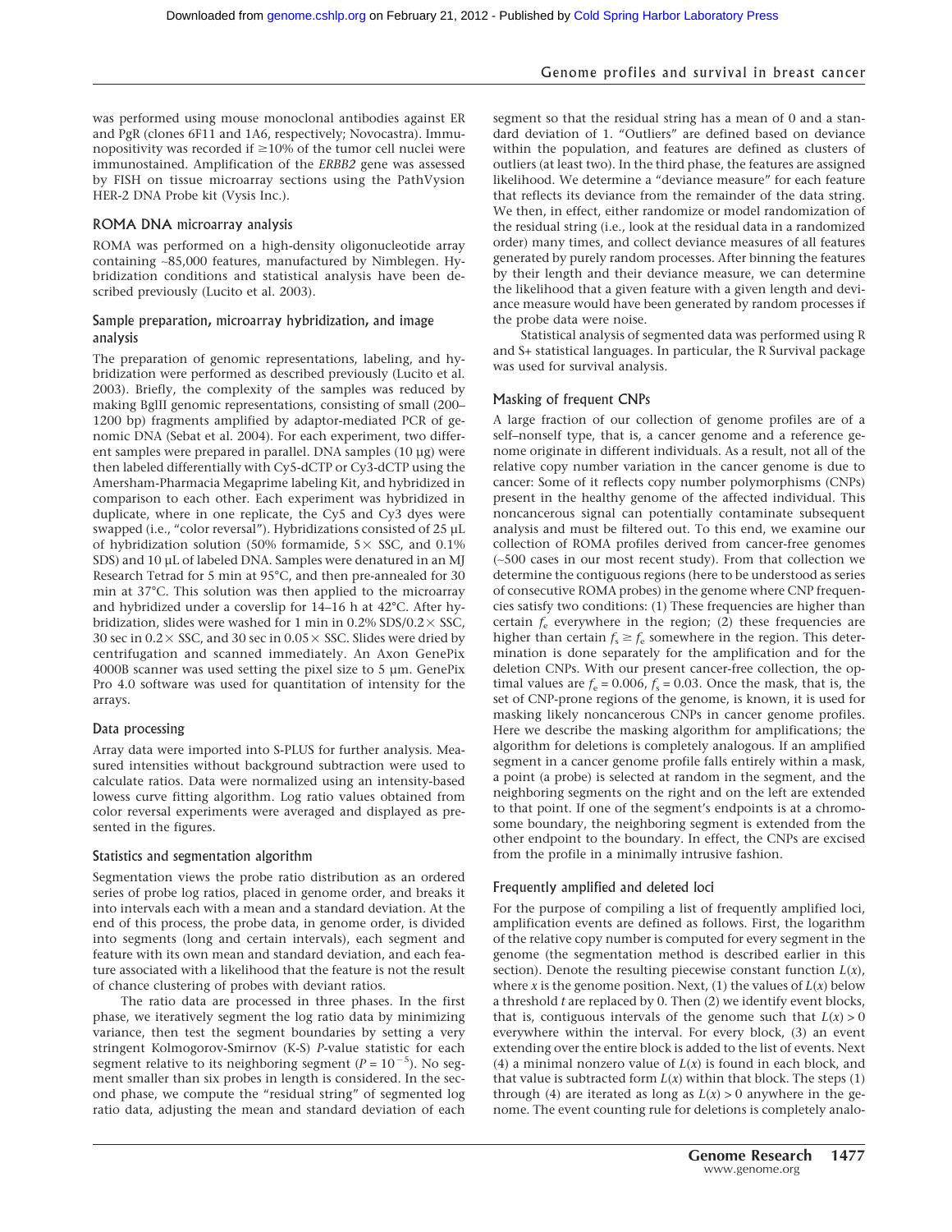was performed using mouse monoclonal antibodies against ER and PgR (clones 6F11 and 1A6, respectively; Novocastra). Immunopositivity was recorded if ≥10% of the tumor cell nuclei were immunostained. Amplification of the *ERBB2* gene was assessed by FISH on tissue microarray sections using the PathVysion HER-2 DNA Probe kit (Vysis Inc.).

### ROMA DNA microarray analysis

ROMA was performed on a high-density oligonucleotide array containing ~85,000 features, manufactured by Nimblegen. Hybridization conditions and statistical analysis have been described previously (Lucito et al. 2003).

### Sample preparation, microarray hybridization, and image analysis

The preparation of genomic representations, labeling, and hybridization were performed as described previously (Lucito et al. 2003). Briefly, the complexity of the samples was reduced by making BglII genomic representations, consisting of small (200–1200 bp) fragments amplified by adaptor-mediated PCR of genomic DNA (Sebat et al. 2004). For each experiment, two different samples were prepared in parallel. DNA samples (10 µg) were then labeled differentially with Cy5-dCTP or Cy3-dCTP using the Amersham-Pharmacia Megaprime labeling Kit, and hybridized in comparison to each other. Each experiment was hybridized in duplicate, where in one replicate, the Cy5 and Cy3 dyes were swapped (i.e., "color reversal"). Hybridizations consisted of 25 µL of hybridization solution (50% formamide, 5× SSC, and 0.1% SDS) and 10 µL of labeled DNA. Samples were denatured in an MJ Research Tetrad for 5 min at 95°C, and then pre-annealed for 30 min at 37°C. This solution was then applied to the microarray and hybridized under a coverslip for 14–16 h at 42°C. After hybridization, slides were washed for 1 min in 0.2% SDS/0.2× SSC, 30 sec in 0.2× SSC, and 30 sec in 0.05× SSC. Slides were dried by centrifugation and scanned immediately. An Axon GenePix 4000B scanner was used setting the pixel size to 5 µm. GenePix Pro 4.0 software was used for quantitation of intensity for the arrays.

### Data processing

Array data were imported into S-PLUS for further analysis. Measured intensities without background subtraction were used to calculate ratios. Data were normalized using an intensity-based lowess curve fitting algorithm. Log ratio values obtained from color reversal experiments were averaged and displayed as presented in the figures.

### Statistics and segmentation algorithm

Segmentation views the probe ratio distribution as an ordered series of probe log ratios, placed in genome order, and breaks it into intervals each with a mean and a standard deviation. At the end of this process, the probe data, in genome order, is divided into segments (long and certain intervals), each segment and feature with its own mean and standard deviation, and each feature associated with a likelihood that the feature is not the result of chance clustering of probes with deviant ratios.

The ratio data are processed in three phases. In the first phase, we iteratively segment the log ratio data by minimizing variance, then test the segment boundaries by setting a very stringent Kolmogorov-Smirnov (K-S) *P*-value statistic for each segment relative to its neighboring segment ($P = 10^{-5}$). No segment smaller than six probes in length is considered. In the second phase, we compute the "residual string" of segmented log ratio data, adjusting the mean and standard deviation of each segment so that the residual string has a mean of 0 and a standard deviation of 1. "Outliers" are defined based on deviance within the population, and features are defined as clusters of outliers (at least two). In the third phase, the features are assigned likelihood. We determine a "deviance measure" for each feature that reflects its deviance from the remainder of the data string. We then, in effect, either randomize or model randomization of the residual string (i.e., look at the residual data in a randomized order) many times, and collect deviance measures of all features generated by purely random processes. After binning the features by their length and their deviance measure, we can determine the likelihood that a given feature with a given length and deviance measure would have been generated by random processes if the probe data were noise.

Statistical analysis of segmented data was performed using R and S+ statistical languages. In particular, the R Survival package was used for survival analysis.

### Masking of frequent CNPs

A large fraction of our collection of genome profiles are of a self–nonself type, that is, a cancer genome and a reference genome originate in different individuals. As a result, not all of the relative copy number variation in the cancer genome is due to cancer: Some of it reflects copy number polymorphisms (CNPs) present in the healthy genome of the affected individual. This noncancerous signal can potentially contaminate subsequent analysis and must be filtered out. To this end, we examine our collection of ROMA profiles derived from cancer-free genomes (~500 cases in our most recent study). From that collection we determine the contiguous regions (here to be understood as series of consecutive ROMA probes) in the genome where CNP frequencies satisfy two conditions: (1) These frequencies are higher than certain $f_e$ everywhere in the region; (2) these frequencies are higher than certain $f_s \geq f_e$ somewhere in the region. This determination is done separately for the amplification and for the deletion CNPs. With our present cancer-free collection, the optimal values are $f_e = 0.006$, $f_s = 0.03$. Once the mask, that is, the set of CNP-prone regions of the genome, is known, it is used for masking likely noncancerous CNPs in cancer genome profiles. Here we describe the masking algorithm for amplifications; the algorithm for deletions is completely analogous. If an amplified segment in a cancer genome profile falls entirely within a mask, a point (a probe) is selected at random in the segment, and the neighboring segments on the right and on the left are extended to that point. If one of the segment's endpoints is at a chromosome boundary, the neighboring segment is extended from the other endpoint to the boundary. In effect, the CNPs are excised from the profile in a minimally intrusive fashion.

### Frequently amplified and deleted loci

For the purpose of compiling a list of frequently amplified loci, amplification events are defined as follows. First, the logarithm of the relative copy number is computed for every segment in the genome (the segmentation method is described earlier in this section). Denote the resulting piecewise constant function $L(x)$, where $x$ is the genome position. Next, (1) the values of $L(x)$ below a threshold $t$ are replaced by 0. Then (2) we identify event blocks, that is, contiguous intervals of the genome such that $L(x) > 0$ everywhere within the interval. For every block, (3) an event extending over the entire block is added to the list of events. Next (4) a minimal nonzero value of $L(x)$ is found in each block, and that value is subtracted from $L(x)$ within that block. The steps (1) through (4) are iterated as long as $L(x) > 0$ anywhere in the genome. The event counting rule for deletions is completely analo-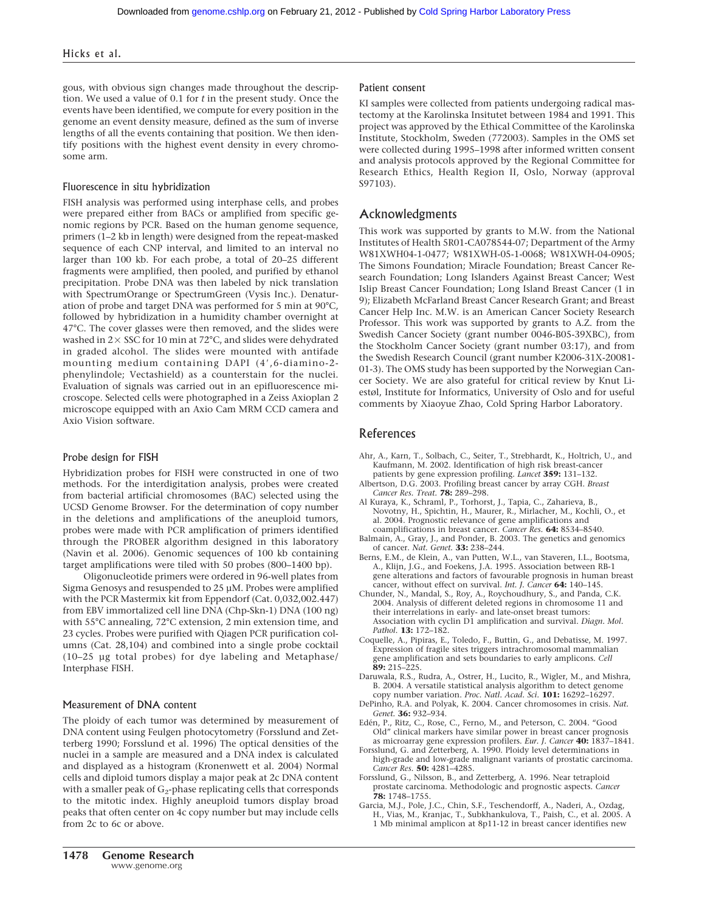gous, with obvious sign changes made throughout the description. We used a value of 0.1 for *t* in the present study. Once the events have been identified, we compute for every position in the genome an event density measure, defined as the sum of inverse lengths of all the events containing that position. We then identify positions with the highest event density in every chromosome arm.

### Fluorescence in situ hybridization

FISH analysis was performed using interphase cells, and probes were prepared either from BACs or amplified from specific genomic regions by PCR. Based on the human genome sequence, primers (1–2 kb in length) were designed from the repeat-masked sequence of each CNP interval, and limited to an interval no larger than 100 kb. For each probe, a total of 20–25 different fragments were amplified, then pooled, and purified by ethanol precipitation. Probe DNA was then labeled by nick translation with SpectrumOrange or SpectrumGreen (Vysis Inc.). Denaturation of probe and target DNA was performed for 5 min at 90°C, followed by hybridization in a humidity chamber overnight at 47°C. The cover glasses were then removed, and the slides were washed in 2× SSC for 10 min at 72°C, and slides were dehydrated in graded alcohol. The slides were mounted with antifade mounting medium containing DAPI (4′,6-diamino-2-phenylindole; Vectashield) as a counterstain for the nuclei. Evaluation of signals was carried out in an epifluorescence microscope. Selected cells were photographed in a Zeiss Axioplan 2 microscope equipped with an Axio Cam MRM CCD camera and Axio Vision software.

### Probe design for FISH

Hybridization probes for FISH were constructed in one of two methods. For the interdigitation analysis, probes were created from bacterial artificial chromosomes (BAC) selected using the UCSD Genome Browser. For the determination of copy number in the deletions and amplifications of the aneuploid tumors, probes were made with PCR amplification of primers identified through the PROBER algorithm designed in this laboratory (Navin et al. 2006). Genomic sequences of 100 kb containing target amplifications were tiled with 50 probes (800–1400 bp).

Oligonucleotide primers were ordered in 96-well plates from Sigma Genosys and resuspended to 25 µM. Probes were amplified with the PCR Mastermix kit from Eppendorf (Cat. 0,032,002.447) from EBV immortalized cell line DNA (Chp-Skn-1) DNA (100 ng) with 55°C annealing, 72°C extension, 2 min extension time, and 23 cycles. Probes were purified with Qiagen PCR purification columns (Cat. 28,104) and combined into a single probe cocktail (10–25 µg total probes) for dye labeling and Metaphase/Interphase FISH.

### Measurement of DNA content

The ploidy of each tumor was determined by measurement of DNA content using Feulgen photocytometry (Forsslund and Zetterberg 1990; Forsslund et al. 1996) The optical densities of the nuclei in a sample are measured and a DNA index is calculated and displayed as a histogram (Kronenwett et al. 2004) Normal cells and diploid tumors display a major peak at 2c DNA content with a smaller peak of $G_2$-phase replicating cells that corresponds to the mitotic index. Highly aneuploid tumors display broad peaks that often center on 4c copy number but may include cells from 2c to 6c or above.

### Patient consent

KI samples were collected from patients undergoing radical mastectomy at the Karolinska Insitutet between 1984 and 1991. This project was approved by the Ethical Committee of the Karolinska Institute, Stockholm, Sweden (772003). Samples in the OMS set were collected during 1995–1998 after informed written consent and analysis protocols approved by the Regional Committee for Research Ethics, Health Region II, Oslo, Norway (approval S97103).

## Acknowledgments

This work was supported by grants to M.W. from the National Institutes of Health 5R01-CA078544-07; Department of the Army W81XWH04-1-0477; W81XWH-05-1-0068; W81XWH-04-0905; The Simons Foundation; Miracle Foundation; Breast Cancer Research Foundation; Long Islanders Against Breast Cancer; West Islip Breast Cancer Foundation; Long Island Breast Cancer (1 in 9); Elizabeth McFarland Breast Cancer Research Grant; and Breast Cancer Help Inc. M.W. is an American Cancer Society Research Professor. This work was supported by grants to A.Z. from the Swedish Cancer Society (grant number 0046-B05-39XBC), from the Stockholm Cancer Society (grant number 03:17), and from the Swedish Research Council (grant number K2006-31X-20081-01-3). The OMS study has been supported by the Norwegian Cancer Society. We are also grateful for critical review by Knut Liestøl, Institute for Informatics, University of Oslo and for useful comments by Xiaoyue Zhao, Cold Spring Harbor Laboratory.

## References

Ahr, A., Karn, T., Solbach, C., Seiter, T., Strebhardt, K., Holtrich, U., and Kaufmann, M. 2002. Identification of high risk breast-cancer patients by gene expression profiling. *Lancet* **359:** 131–132.

Albertson, D.G. 2003. Profiling breast cancer by array CGH. *Breast Cancer Res. Treat.* **78:** 289–298.

Al Kuraya, K., Schraml, P., Torhorst, J., Tapia, C., Zaharieva, B., Novotny, H., Spichtin, H., Maurer, R., Mirlacher, M., Kochli, O., et al. 2004. Prognostic relevance of gene amplifications and coamplifications in breast cancer. *Cancer Res.* **64:** 8534–8540.

Balmain, A., Gray, J., and Ponder, B. 2003. The genetics and genomics of cancer. *Nat. Genet.* **33:** 238–244.

Berns, E.M., de Klein, A., van Putten, W.L., van Staveren, I.L., Bootsma, A., Klijn, J.G., and Foekens, J.A. 1995. Association between RB-1 gene alterations and factors of favourable prognosis in human breast cancer, without effect on survival. *Int. J. Cancer* **64:** 140–145.

Chunder, N., Mandal, S., Roy, A., Roychoudhury, S., and Panda, C.K. 2004. Analysis of different deleted regions in chromosome 11 and their interrelations in early- and late-onset breast tumors: Association with cyclin D1 amplification and survival. *Diagn. Mol. Pathol.* **13:** 172–182.

Coquelle, A., Pipiras, E., Toledo, F., Buttin, G., and Debatisse, M. 1997. Expression of fragile sites triggers intrachromosomal mammalian gene amplification and sets boundaries to early amplicons. *Cell* **89:** 215–225.

Daruwala, R.S., Rudra, A., Ostrer, H., Lucito, R., Wigler, M., and Mishra, B. 2004. A versatile statistical analysis algorithm to detect genome copy number variation. *Proc. Natl. Acad. Sci.* **101:** 16292–16297.

DePinho, R.A. and Polyak, K. 2004. Cancer chromosomes in crisis. *Nat. Genet.* **36:** 932–934.

Edén, P., Ritz, C., Rose, C., Ferno, M., and Peterson, C. 2004. "Good Old" clinical markers have similar power in breast cancer prognosis as microarray gene expression profilers. *Eur. J. Cancer* **40:** 1837–1841.

Forsslund, G. and Zetterberg, A. 1990. Ploidy level determinations in high-grade and low-grade malignant variants of prostatic carcinoma. *Cancer Res.* **50:** 4281–4285.

Forsslund, G., Nilsson, B., and Zetterberg, A. 1996. Near tetraploid prostate carcinoma. Methodologic and prognostic aspects. *Cancer* **78:** 1748–1755.

Garcia, M.J., Pole, J.C., Chin, S.F., Teschendorff, A., Naderi, A., Ozdag, H., Vias, M., Kranjac, T., Subkhankulova, T., Paish, C., et al. 2005. A 1 Mb minimal amplicon at 8p11-12 in breast cancer identifies new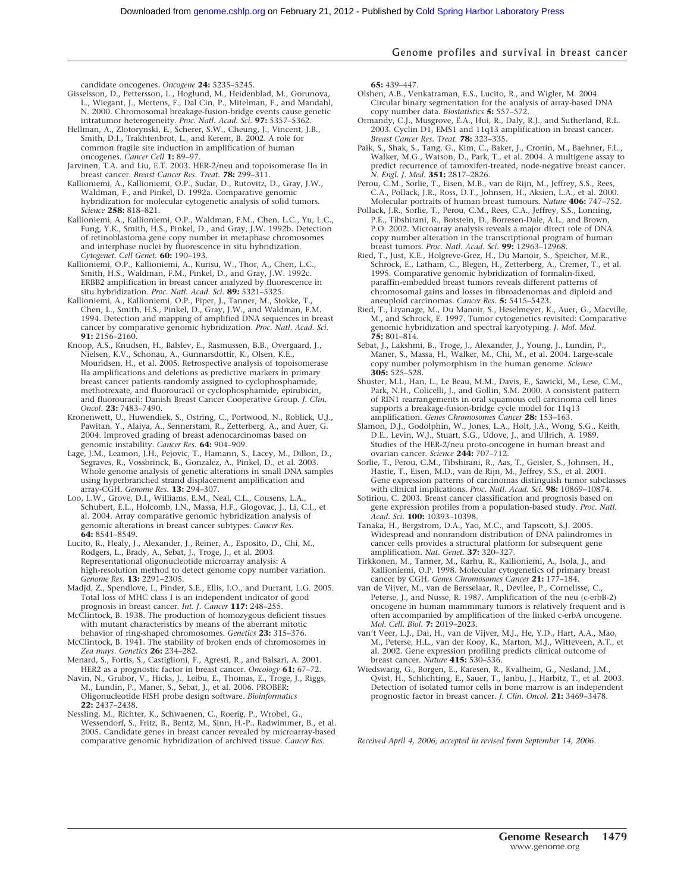candidate oncogenes. *Oncogene* **24:** 5235–5245.

Gisselsson, D., Pettersson, L., Hoglund, M., Heidenblad, M., Gorunova, L., Wiegant, J., Mertens, F., Dal Cin, P., Mitelman, F., and Mandahl, N. 2000. Chromosomal breakage-fusion-bridge events cause genetic intratumor heterogeneity. *Proc. Natl. Acad. Sci.* **97:** 5357–5362.

Hellman, A., Zlotorynski, E., Scherer, S.W., Cheung, J., Vincent, J.B., Smith, D.I., Trakhtenbrot, L., and Kerem, B. 2002. A role for common fragile site induction in amplification of human oncogenes. *Cancer Cell* **1:** 89–97.

Jarvinen, T.A. and Liu, E.T. 2003. HER-2/neu and topoisomerase IIα in breast cancer. *Breast Cancer Res. Treat.* **78:** 299–311.

Kallioniemi, A., Kallioniemi, O.P., Sudar, D., Rutovitz, D., Gray, J.W., Waldman, F., and Pinkel, D. 1992a. Comparative genomic hybridization for molecular cytogenetic analysis of solid tumors. *Science* **258:** 818–821.

Kallioniemi, A., Kallioniemi, O.P., Waldman, F.M., Chen, L.C., Yu, L.C., Fung, Y.K., Smith, H.S., Pinkel, D., and Gray, J.W. 1992b. Detection of retinoblastoma gene copy number in metaphase chromosomes and interphase nuclei by fluorescence in situ hybridization. *Cytogenet. Cell Genet.* **60:** 190–193.

Kallioniemi, O.P., Kallioniemi, A., Kurisu, W., Thor, A., Chen, L.C., Smith, H.S., Waldman, F.M., Pinkel, D., and Gray, J.W. 1992c. ERBB2 amplification in breast cancer analyzed by fluorescence in situ hybridization. *Proc. Natl. Acad. Sci.* **89:** 5321–5325.

Kallioniemi, A., Kallioniemi, O.P., Piper, J., Tanner, M., Stokke, T., Chen, L., Smith, H.S., Pinkel, D., Gray, J.W., and Waldman, F.M. 1994. Detection and mapping of amplified DNA sequences in breast cancer by comparative genomic hybridization. *Proc. Natl. Acad. Sci.* **91:** 2156–2160.

Knoop, A.S., Knudsen, H., Balslev, E., Rasmussen, B.B., Overgaard, J., Nielsen, K.V., Schonau, A., Gunnarsdottir, K., Olsen, K.E., Mouridsen, H., et al. 2005. Retrospective analysis of topoisomerase IIa amplifications and deletions as predictive markers in primary breast cancer patients randomly assigned to cyclophosphamide, methotrexate, and fluorouracil or cyclophosphamide, epirubicin, and fluorouracil: Danish Breast Cancer Cooperative Group. *J. Clin. Oncol.* **23:** 7483–7490.

Kronenwett, U., Huwendiek, S., Ostring, C., Portwood, N., Roblick, U.J., Pawitan, Y., Alaiya, A., Sennerstam, R., Zetterberg, A., and Auer, G. 2004. Improved grading of breast adenocarcinomas based on genomic instability. *Cancer Res.* **64:** 904–909.

Lage, J.M., Leamon, J.H., Pejovic, T., Hamann, S., Lacey, M., Dillon, D., Segraves, R., Vossbrinck, B., Gonzalez, A., Pinkel, D., et al. 2003. Whole genome analysis of genetic alterations in small DNA samples using hyperbranched strand displacement amplification and array-CGH. *Genome Res.* **13:** 294–307.

Loo, L.W., Grove, D.I., Williams, E.M., Neal, C.L., Cousens, L.A., Schubert, E.L., Holcomb, I.N., Massa, H.F., Glogovac, J., Li, C.I., et al. 2004. Array comparative genomic hybridization analysis of genomic alterations in breast cancer subtypes. *Cancer Res.* **64:** 8541–8549.

Lucito, R., Healy, J., Alexander, J., Reiner, A., Esposito, D., Chi, M., Rodgers, L., Brady, A., Sebat, J., Troge, J., et al. 2003. Representational oligonucleotide microarray analysis: A high-resolution method to detect genome copy number variation. *Genome Res.* **13:** 2291–2305.

Madjd, Z., Spendlove, I., Pinder, S.E., Ellis, I.O., and Durrant, L.G. 2005. Total loss of MHC class I is an independent indicator of good prognosis in breast cancer. *Int. J. Cancer* **117:** 248–255.

McClintock, B. 1938. The production of homozygous deficient tissues with mutant characteristics by means of the aberrant mitotic behavior of ring-shaped chromosomes. *Genetics* **23:** 315–376.

McClintock, B. 1941. The stability of broken ends of chromosomes in *Zea mays*. *Genetics* **26:** 234–282.

Menard, S., Fortis, S., Castiglioni, F., Agresti, R., and Balsari, A. 2001. HER2 as a prognostic factor in breast cancer. *Oncology* **61:** 67–72.

Navin, N., Grubor, V., Hicks, J., Leibu, E., Thomas, E., Troge, J., Riggs, M., Lundin, P., Maner, S., Sebat, J., et al. 2006. PROBER: Oligonucleotide FISH probe design software. *Bioinformatics* **22:** 2437–2438.

Nessling, M., Richter, K., Schwaenen, C., Roerig, P., Wrobel, G., Wessendorf, S., Fritz, B., Bentz, M., Sinn, H.-P., Radwimmer, B., et al. 2005. Candidate genes in breast cancer revealed by microarray-based comparative genomic hybridization of archived tissue. *Cancer Res.* **65:** 439–447.

Olshen, A.B., Venkatraman, E.S., Lucito, R., and Wigler, M. 2004. Circular binary segmentation for the analysis of array-based DNA copy number data. *Biostatistics* **5:** 557–572.

Ormandy, C.J., Musgrove, E.A., Hui, R., Daly, R.J., and Sutherland, R.L. 2003. Cyclin D1, EMS1 and 11q13 amplification in breast cancer. *Breast Cancer Res. Treat.* **78:** 323–335.

Paik, S., Shak, S., Tang, G., Kim, C., Baker, J., Cronin, M., Baehner, F.L., Walker, M.G., Watson, D., Park, T., et al. 2004. A multigene assay to predict recurrence of tamoxifen-treated, node-negative breast cancer. *N. Engl. J. Med.* **351:** 2817–2826.

Perou, C.M., Sorlie, T., Eisen, M.B., van de Rijn, M., Jeffrey, S.S., Rees, C.A., Pollack, J.R., Ross, D.T., Johnsen, H., Aksien, L.A., et al. 2000. Molecular portraits of human breast tumours. *Nature* **406:** 747–752.

Pollack, J.R., Sorlie, T., Perou, C.M., Rees, C.A., Jeffrey, S.S., Lonning, P.E., Tibshirani, R., Botstein, D., Borresen-Dale, A.L., and Brown, P.O. 2002. Microarray analysis reveals a major direct role of DNA copy number alteration in the transcriptional program of human breast tumors. *Proc. Natl. Acad. Sci.* **99:** 12963–12968.

Ried, T., Just, K.E., Holgreve-Grez, H., Du Manoir, S., Speicher, M.R., Schröck, E., Latham, C., Blegen, H., Zetterberg, A., Cremer, T., et al. 1995. Comparative genomic hybridization of formalin-fixed, paraffin-embedded breast tumors reveals different patterns of chromosomal gains and losses in fibroadenomas and diploid and aneuploid carcinomas. *Cancer Res.* **5:** 5415–5423.

Ried, T., Liyanage, M., Du Manoir, S., Heselmeyer, K., Auer, G., Macville, M., and Schrock, E. 1997. Tumor cytogenetics revisited: Comparative genomic hybridization and spectral karyotyping. *J. Mol. Med.* **75:** 801–814.

Sebat, J., Lakshmi, B., Troge, J., Alexander, J., Young, J., Lundin, P., Maner, S., Massa, H., Walker, M., Chi, M., et al. 2004. Large-scale copy number polymorphism in the human genome. *Science* **305:** 525–528.

Shuster, M.I., Han, L., Le Beau, M.M., Davis, E., Sawicki, M., Lese, C.M., Park, N.H., Colicelli, J., and Gollin, S.M. 2000. A consistent pattern of RIN1 rearrangements in oral squamous cell carcinoma cell lines supports a breakage-fusion-bridge cycle model for 11q13 amplification. *Genes Chromosomes Cancer* **28:** 153–163.

Slamon, D.J., Godolphin, W., Jones, L.A., Holt, J.A., Wong, S.G., Keith, D.E., Levin, W.J., Stuart, S.G., Udove, J., and Ullrich, A. 1989. Studies of the HER-2/neu proto-oncogene in human breast and ovarian cancer. *Science* **244:** 707–712.

Sorlie, T., Perou, C.M., Tibshirani, R., Aas, T., Geisler, S., Johnsen, H., Hastie, T., Eisen, M.B., van de Rijn, M., Jeffrey, S.S., et al. 2001. Gene expression patterns of carcinomas distinguish tumor subclasses with clinical implications. *Proc. Natl. Acad. Sci.* **98:** 10869–10874.

Sotiriou, C. 2003. Breast cancer classification and prognosis based on gene expression profiles from a population-based study. *Proc. Natl. Acad. Sci.* **100:** 10393–10398.

Tanaka, H., Bergstrom, D.A., Yao, M.C., and Tapscott, S.J. 2005. Widespread and nonrandom distribution of DNA palindromes in cancer cells provides a structural platform for subsequent gene amplification. *Nat. Genet.* **37:** 320–327.

Tirkkonen, M., Tanner, M., Karhu, R., Kallioniemi, A., Isola, J., and Kallioniemi, O.P. 1998. Molecular cytogenetics of primary breast cancer by CGH. *Genes Chromosomes Cancer* **21:** 177–184.

van de Vijver, M., van de Bersselaar, R., Devilee, P., Cornelisse, C., Peterse, J., and Nusse, R. 1987. Amplification of the neu (c-erbB-2) oncogene in human mammmary tumors is relatively frequent and is often accompanied by amplification of the linked c-erbA oncogene. *Mol. Cell. Biol.* **7:** 2019–2023.

van't Veer, L.J., Dai, H., van de Vijver, M.J., He, Y.D., Hart, A.A., Mao, M., Peterse, H.L., van der Kooy, K., Marton, M.J., Witteveen, A.T., et al. 2002. Gene expression profiling predicts clinical outcome of breast cancer. *Nature* **415:** 530–536.

Wiedswang, G., Borgen, E., Karesen, R., Kvalheim, G., Nesland, J.M., Qvist, H., Schlichting, E., Sauer, T., Janbu, J., Harbitz, T., et al. 2003. Detection of isolated tumor cells in bone marrow is an independent prognostic factor in breast cancer. *J. Clin. Oncol.* **21:** 3469–3478.

*Received April 4, 2006; accepted in revised form September 14, 2006.*